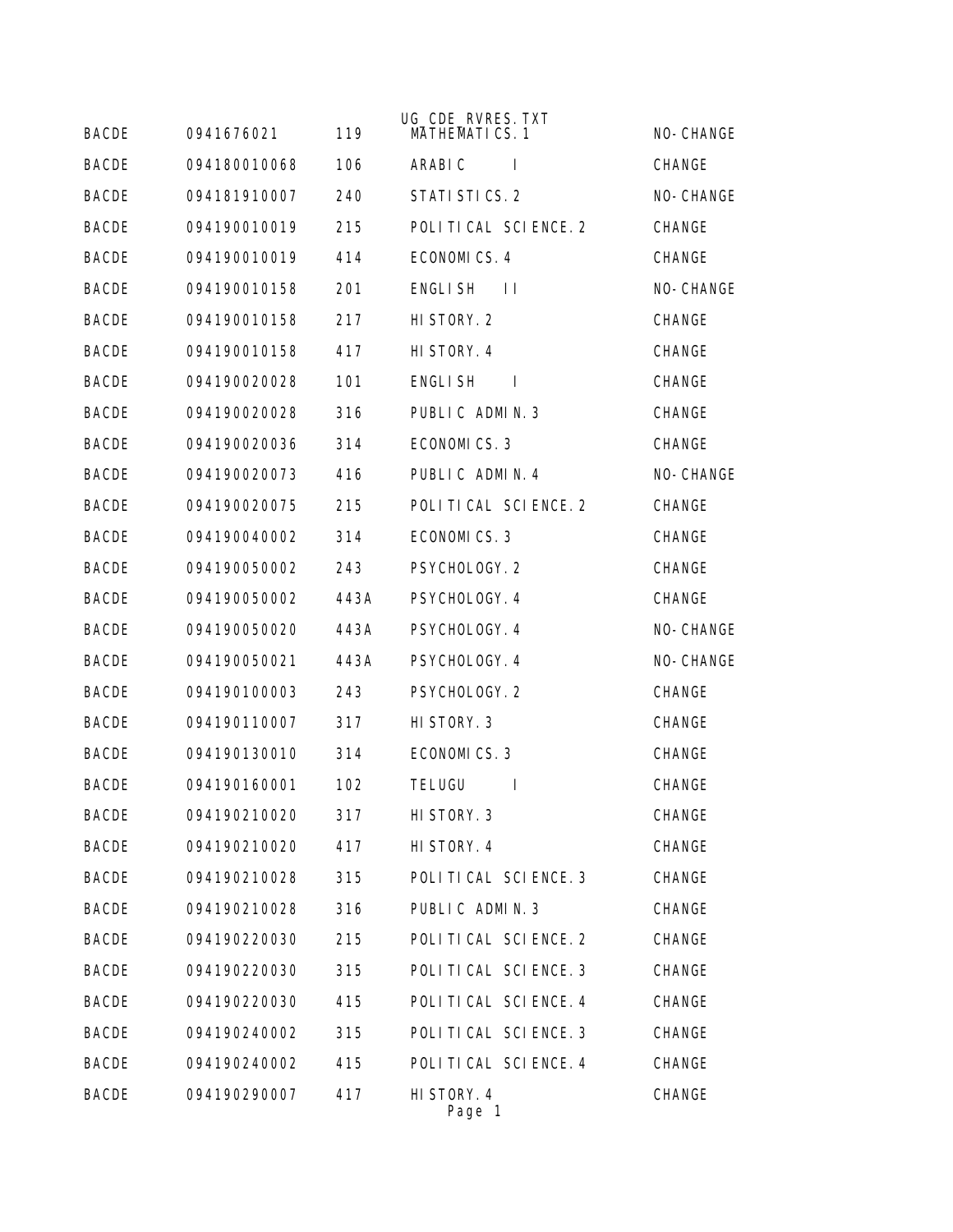UG_CDE_RVRES.TXT

| | | | | |
|---|---|---|---|---|
| BACDE | 0941676021 | 119 | MATHEMATICS.1 | NO-CHANGE |
| BACDE | 094180010068 | 106 | ARABIC I | CHANGE |
| BACDE | 094181910007 | 240 | STATISTICS.2 | NO-CHANGE |
| BACDE | 094190010019 | 215 | POLITICAL SCIENCE.2 | CHANGE |
| BACDE | 094190010019 | 414 | ECONOMICS.4 | CHANGE |
| BACDE | 094190010158 | 201 | ENGLISH II | NO-CHANGE |
| BACDE | 094190010158 | 217 | HISTORY.2 | CHANGE |
| BACDE | 094190010158 | 417 | HISTORY.4 | CHANGE |
| BACDE | 094190020028 | 101 | ENGLISH I | CHANGE |
| BACDE | 094190020028 | 316 | PUBLIC ADMIN.3 | CHANGE |
| BACDE | 094190020036 | 314 | ECONOMICS.3 | CHANGE |
| BACDE | 094190020073 | 416 | PUBLIC ADMIN.4 | NO-CHANGE |
| BACDE | 094190020075 | 215 | POLITICAL SCIENCE.2 | CHANGE |
| BACDE | 094190040002 | 314 | ECONOMICS.3 | CHANGE |
| BACDE | 094190050002 | 243 | PSYCHOLOGY.2 | CHANGE |
| BACDE | 094190050002 | 443A | PSYCHOLOGY.4 | CHANGE |
| BACDE | 094190050020 | 443A | PSYCHOLOGY.4 | NO-CHANGE |
| BACDE | 094190050021 | 443A | PSYCHOLOGY.4 | NO-CHANGE |
| BACDE | 094190100003 | 243 | PSYCHOLOGY.2 | CHANGE |
| BACDE | 094190110007 | 317 | HISTORY.3 | CHANGE |
| BACDE | 094190130010 | 314 | ECONOMICS.3 | CHANGE |
| BACDE | 094190160001 | 102 | TELUGU I | CHANGE |
| BACDE | 094190210020 | 317 | HISTORY.3 | CHANGE |
| BACDE | 094190210020 | 417 | HISTORY.4 | CHANGE |
| BACDE | 094190210028 | 315 | POLITICAL SCIENCE.3 | CHANGE |
| BACDE | 094190210028 | 316 | PUBLIC ADMIN.3 | CHANGE |
| BACDE | 094190220030 | 215 | POLITICAL SCIENCE.2 | CHANGE |
| BACDE | 094190220030 | 315 | POLITICAL SCIENCE.3 | CHANGE |
| BACDE | 094190220030 | 415 | POLITICAL SCIENCE.4 | CHANGE |
| BACDE | 094190240002 | 315 | POLITICAL SCIENCE.3 | CHANGE |
| BACDE | 094190240002 | 415 | POLITICAL SCIENCE.4 | CHANGE |
| BACDE | 094190290007 | 417 | HISTORY.4 | CHANGE |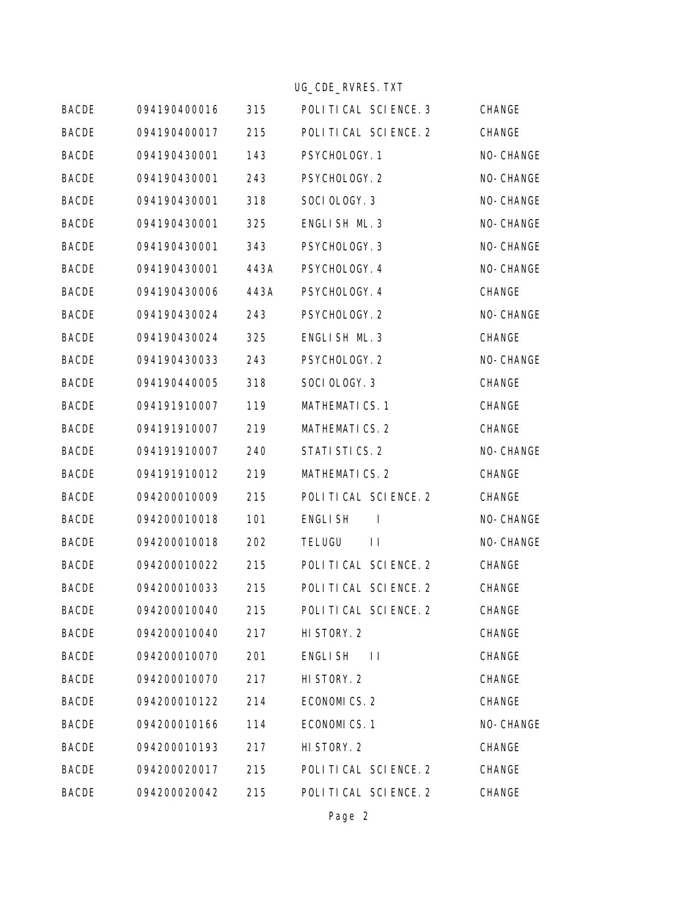| | | | | |
|---|---|---|---|---|
| BACDE | 094190400016 | 315 | POLITICAL SCIENCE.3 | CHANGE |
| BACDE | 094190400017 | 215 | POLITICAL SCIENCE.2 | CHANGE |
| BACDE | 094190430001 | 143 | PSYCHOLOGY.1 | NO-CHANGE |
| BACDE | 094190430001 | 243 | PSYCHOLOGY.2 | NO-CHANGE |
| BACDE | 094190430001 | 318 | SOCIOLOGY.3 | NO-CHANGE |
| BACDE | 094190430001 | 325 | ENGLISH ML.3 | NO-CHANGE |
| BACDE | 094190430001 | 343 | PSYCHOLOGY.3 | NO-CHANGE |
| BACDE | 094190430001 | 443A | PSYCHOLOGY.4 | NO-CHANGE |
| BACDE | 094190430006 | 443A | PSYCHOLOGY.4 | CHANGE |
| BACDE | 094190430024 | 243 | PSYCHOLOGY.2 | NO-CHANGE |
| BACDE | 094190430024 | 325 | ENGLISH ML.3 | CHANGE |
| BACDE | 094190430033 | 243 | PSYCHOLOGY.2 | NO-CHANGE |
| BACDE | 094190440005 | 318 | SOCIOLOGY.3 | CHANGE |
| BACDE | 094191910007 | 119 | MATHEMATICS.1 | CHANGE |
| BACDE | 094191910007 | 219 | MATHEMATICS.2 | CHANGE |
| BACDE | 094191910007 | 240 | STATISTICS.2 | NO-CHANGE |
| BACDE | 094191910012 | 219 | MATHEMATICS.2 | CHANGE |
| BACDE | 094200010009 | 215 | POLITICAL SCIENCE.2 | CHANGE |
| BACDE | 094200010018 | 101 | ENGLISH I | NO-CHANGE |
| BACDE | 094200010018 | 202 | TELUGU II | NO-CHANGE |
| BACDE | 094200010022 | 215 | POLITICAL SCIENCE.2 | CHANGE |
| BACDE | 094200010033 | 215 | POLITICAL SCIENCE.2 | CHANGE |
| BACDE | 094200010040 | 215 | POLITICAL SCIENCE.2 | CHANGE |
| BACDE | 094200010040 | 217 | HISTORY.2 | CHANGE |
| BACDE | 094200010070 | 201 | ENGLISH II | CHANGE |
| BACDE | 094200010070 | 217 | HISTORY.2 | CHANGE |
| BACDE | 094200010122 | 214 | ECONOMICS.2 | CHANGE |
| BACDE | 094200010166 | 114 | ECONOMICS.1 | NO-CHANGE |
| BACDE | 094200010193 | 217 | HISTORY.2 | CHANGE |
| BACDE | 094200020017 | 215 | POLITICAL SCIENCE.2 | CHANGE |
| BACDE | 094200020042 | 215 | POLITICAL SCIENCE.2 | CHANGE |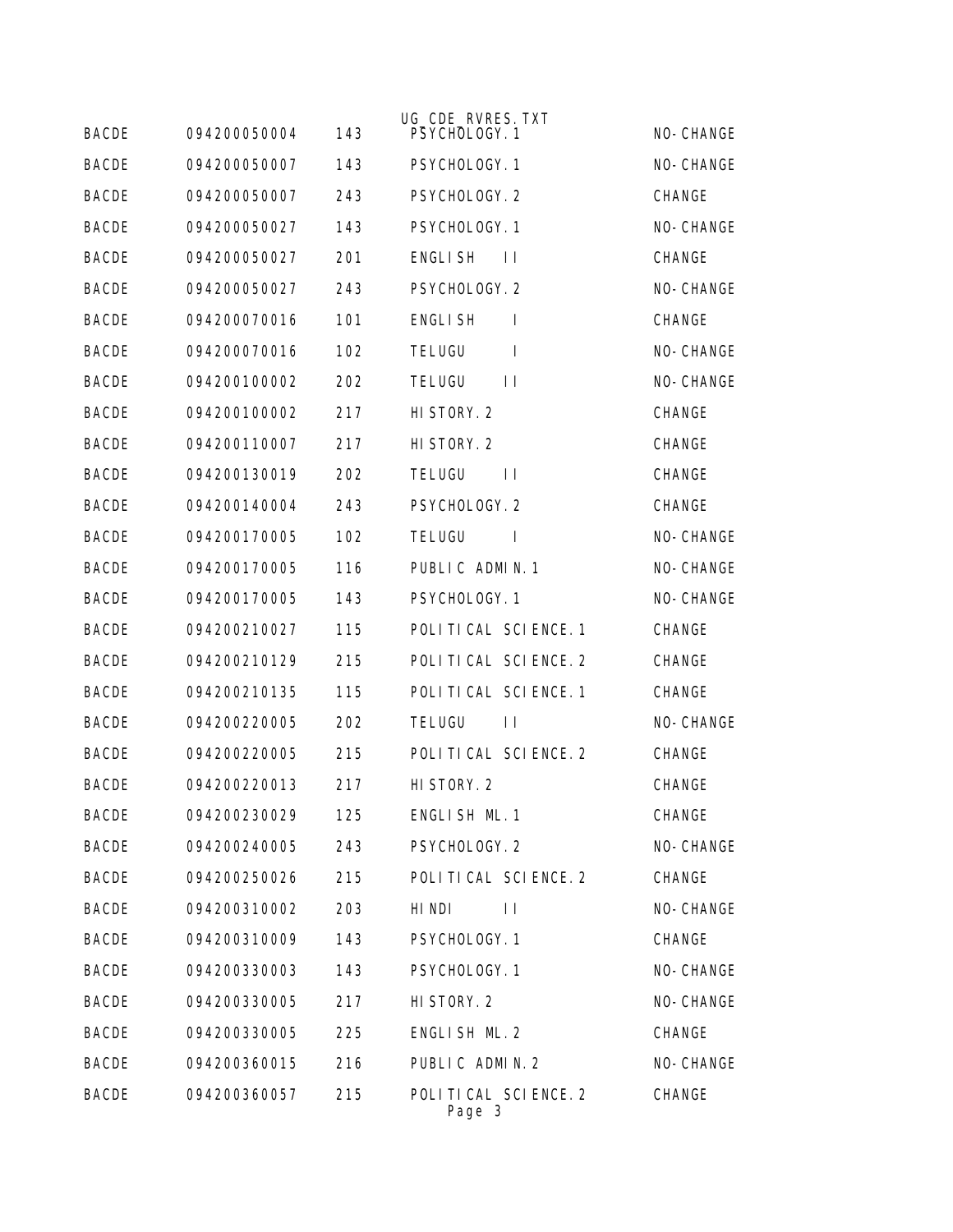| | | | | |
|---|---|---|---|---|
| BACDE | 094200050004 | 143 | PSYCHOLOGY.1 | NO-CHANGE |
| BACDE | 094200050007 | 143 | PSYCHOLOGY.1 | NO-CHANGE |
| BACDE | 094200050007 | 243 | PSYCHOLOGY.2 | CHANGE |
| BACDE | 094200050027 | 143 | PSYCHOLOGY.1 | NO-CHANGE |
| BACDE | 094200050027 | 201 | ENGLISH II | CHANGE |
| BACDE | 094200050027 | 243 | PSYCHOLOGY.2 | NO-CHANGE |
| BACDE | 094200070016 | 101 | ENGLISH I | CHANGE |
| BACDE | 094200070016 | 102 | TELUGU I | NO-CHANGE |
| BACDE | 094200100002 | 202 | TELUGU II | NO-CHANGE |
| BACDE | 094200100002 | 217 | HISTORY.2 | CHANGE |
| BACDE | 094200110007 | 217 | HISTORY.2 | CHANGE |
| BACDE | 094200130019 | 202 | TELUGU II | CHANGE |
| BACDE | 094200140004 | 243 | PSYCHOLOGY.2 | CHANGE |
| BACDE | 094200170005 | 102 | TELUGU I | NO-CHANGE |
| BACDE | 094200170005 | 116 | PUBLIC ADMIN.1 | NO-CHANGE |
| BACDE | 094200170005 | 143 | PSYCHOLOGY.1 | NO-CHANGE |
| BACDE | 094200210027 | 115 | POLITICAL SCIENCE.1 | CHANGE |
| BACDE | 094200210129 | 215 | POLITICAL SCIENCE.2 | CHANGE |
| BACDE | 094200210135 | 115 | POLITICAL SCIENCE.1 | CHANGE |
| BACDE | 094200220005 | 202 | TELUGU II | NO-CHANGE |
| BACDE | 094200220005 | 215 | POLITICAL SCIENCE.2 | CHANGE |
| BACDE | 094200220013 | 217 | HISTORY.2 | CHANGE |
| BACDE | 094200230029 | 125 | ENGLISH ML.1 | CHANGE |
| BACDE | 094200240005 | 243 | PSYCHOLOGY.2 | NO-CHANGE |
| BACDE | 094200250026 | 215 | POLITICAL SCIENCE.2 | CHANGE |
| BACDE | 094200310002 | 203 | HINDI II | NO-CHANGE |
| BACDE | 094200310009 | 143 | PSYCHOLOGY.1 | CHANGE |
| BACDE | 094200330003 | 143 | PSYCHOLOGY.1 | NO-CHANGE |
| BACDE | 094200330005 | 217 | HISTORY.2 | NO-CHANGE |
| BACDE | 094200330005 | 225 | ENGLISH ML.2 | CHANGE |
| BACDE | 094200360015 | 216 | PUBLIC ADMIN.2 | NO-CHANGE |
| BACDE | 094200360057 | 215 | POLITICAL SCIENCE.2 | CHANGE |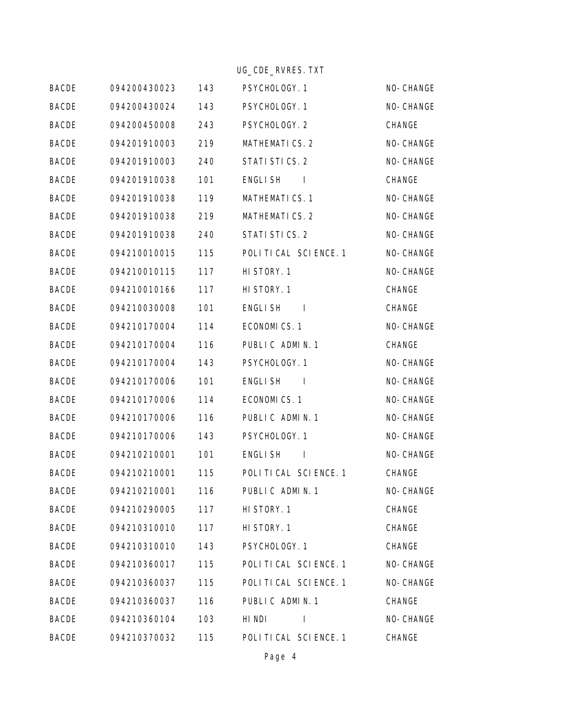| | | | | |
|---|---|---|---|---|
| BACDE | 094200430023 | 143 | PSYCHOLOGY.1 | NO-CHANGE |
| BACDE | 094200430024 | 143 | PSYCHOLOGY.1 | NO-CHANGE |
| BACDE | 094200450008 | 243 | PSYCHOLOGY.2 | CHANGE |
| BACDE | 094201910003 | 219 | MATHEMATICS.2 | NO-CHANGE |
| BACDE | 094201910003 | 240 | STATISTICS.2 | NO-CHANGE |
| BACDE | 094201910038 | 101 | ENGLISH I | CHANGE |
| BACDE | 094201910038 | 119 | MATHEMATICS.1 | NO-CHANGE |
| BACDE | 094201910038 | 219 | MATHEMATICS.2 | NO-CHANGE |
| BACDE | 094201910038 | 240 | STATISTICS.2 | NO-CHANGE |
| BACDE | 094210010015 | 115 | POLITICAL SCIENCE.1 | NO-CHANGE |
| BACDE | 094210010115 | 117 | HISTORY.1 | NO-CHANGE |
| BACDE | 094210010166 | 117 | HISTORY.1 | CHANGE |
| BACDE | 094210030008 | 101 | ENGLISH I | CHANGE |
| BACDE | 094210170004 | 114 | ECONOMICS.1 | NO-CHANGE |
| BACDE | 094210170004 | 116 | PUBLIC ADMIN.1 | CHANGE |
| BACDE | 094210170004 | 143 | PSYCHOLOGY.1 | NO-CHANGE |
| BACDE | 094210170006 | 101 | ENGLISH I | NO-CHANGE |
| BACDE | 094210170006 | 114 | ECONOMICS.1 | NO-CHANGE |
| BACDE | 094210170006 | 116 | PUBLIC ADMIN.1 | NO-CHANGE |
| BACDE | 094210170006 | 143 | PSYCHOLOGY.1 | NO-CHANGE |
| BACDE | 094210210001 | 101 | ENGLISH I | NO-CHANGE |
| BACDE | 094210210001 | 115 | POLITICAL SCIENCE.1 | CHANGE |
| BACDE | 094210210001 | 116 | PUBLIC ADMIN.1 | NO-CHANGE |
| BACDE | 094210290005 | 117 | HISTORY.1 | CHANGE |
| BACDE | 094210310010 | 117 | HISTORY.1 | CHANGE |
| BACDE | 094210310010 | 143 | PSYCHOLOGY.1 | CHANGE |
| BACDE | 094210360017 | 115 | POLITICAL SCIENCE.1 | NO-CHANGE |
| BACDE | 094210360037 | 115 | POLITICAL SCIENCE.1 | NO-CHANGE |
| BACDE | 094210360037 | 116 | PUBLIC ADMIN.1 | CHANGE |
| BACDE | 094210360104 | 103 | HINDI I | NO-CHANGE |
| BACDE | 094210370032 | 115 | POLITICAL SCIENCE.1 | CHANGE |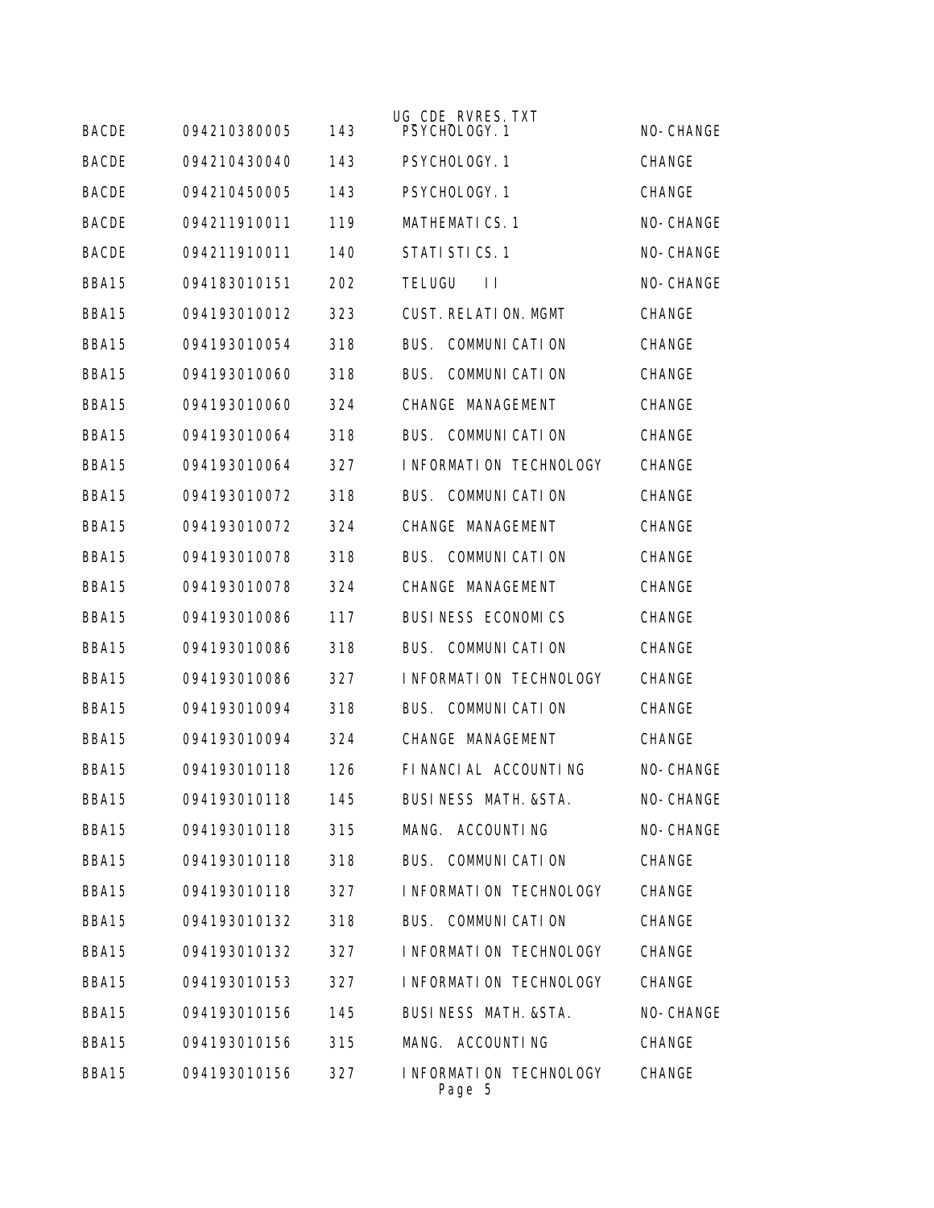| | | | | |
|---|---|---|---|---|
| BACDE | 094210380005 | 143 | PSYCHOLOGY.1 | NO-CHANGE |
| BACDE | 094210430040 | 143 | PSYCHOLOGY.1 | CHANGE |
| BACDE | 094210450005 | 143 | PSYCHOLOGY.1 | CHANGE |
| BACDE | 094211910011 | 119 | MATHEMATICS.1 | NO-CHANGE |
| BACDE | 094211910011 | 140 | STATISTICS.1 | NO-CHANGE |
| BBA15 | 094183010151 | 202 | TELUGU II | NO-CHANGE |
| BBA15 | 094193010012 | 323 | CUST.RELATION.MGMT | CHANGE |
| BBA15 | 094193010054 | 318 | BUS. COMMUNICATION | CHANGE |
| BBA15 | 094193010060 | 318 | BUS. COMMUNICATION | CHANGE |
| BBA15 | 094193010060 | 324 | CHANGE MANAGEMENT | CHANGE |
| BBA15 | 094193010064 | 318 | BUS. COMMUNICATION | CHANGE |
| BBA15 | 094193010064 | 327 | INFORMATION TECHNOLOGY | CHANGE |
| BBA15 | 094193010072 | 318 | BUS. COMMUNICATION | CHANGE |
| BBA15 | 094193010072 | 324 | CHANGE MANAGEMENT | CHANGE |
| BBA15 | 094193010078 | 318 | BUS. COMMUNICATION | CHANGE |
| BBA15 | 094193010078 | 324 | CHANGE MANAGEMENT | CHANGE |
| BBA15 | 094193010086 | 117 | BUSINESS ECONOMICS | CHANGE |
| BBA15 | 094193010086 | 318 | BUS. COMMUNICATION | CHANGE |
| BBA15 | 094193010086 | 327 | INFORMATION TECHNOLOGY | CHANGE |
| BBA15 | 094193010094 | 318 | BUS. COMMUNICATION | CHANGE |
| BBA15 | 094193010094 | 324 | CHANGE MANAGEMENT | CHANGE |
| BBA15 | 094193010118 | 126 | FINANCIAL ACCOUNTING | NO-CHANGE |
| BBA15 | 094193010118 | 145 | BUSINESS MATH.&STA. | NO-CHANGE |
| BBA15 | 094193010118 | 315 | MANG. ACCOUNTING | NO-CHANGE |
| BBA15 | 094193010118 | 318 | BUS. COMMUNICATION | CHANGE |
| BBA15 | 094193010118 | 327 | INFORMATION TECHNOLOGY | CHANGE |
| BBA15 | 094193010132 | 318 | BUS. COMMUNICATION | CHANGE |
| BBA15 | 094193010132 | 327 | INFORMATION TECHNOLOGY | CHANGE |
| BBA15 | 094193010153 | 327 | INFORMATION TECHNOLOGY | CHANGE |
| BBA15 | 094193010156 | 145 | BUSINESS MATH.&STA. | NO-CHANGE |
| BBA15 | 094193010156 | 315 | MANG. ACCOUNTING | CHANGE |
| BBA15 | 094193010156 | 327 | INFORMATION TECHNOLOGY | CHANGE |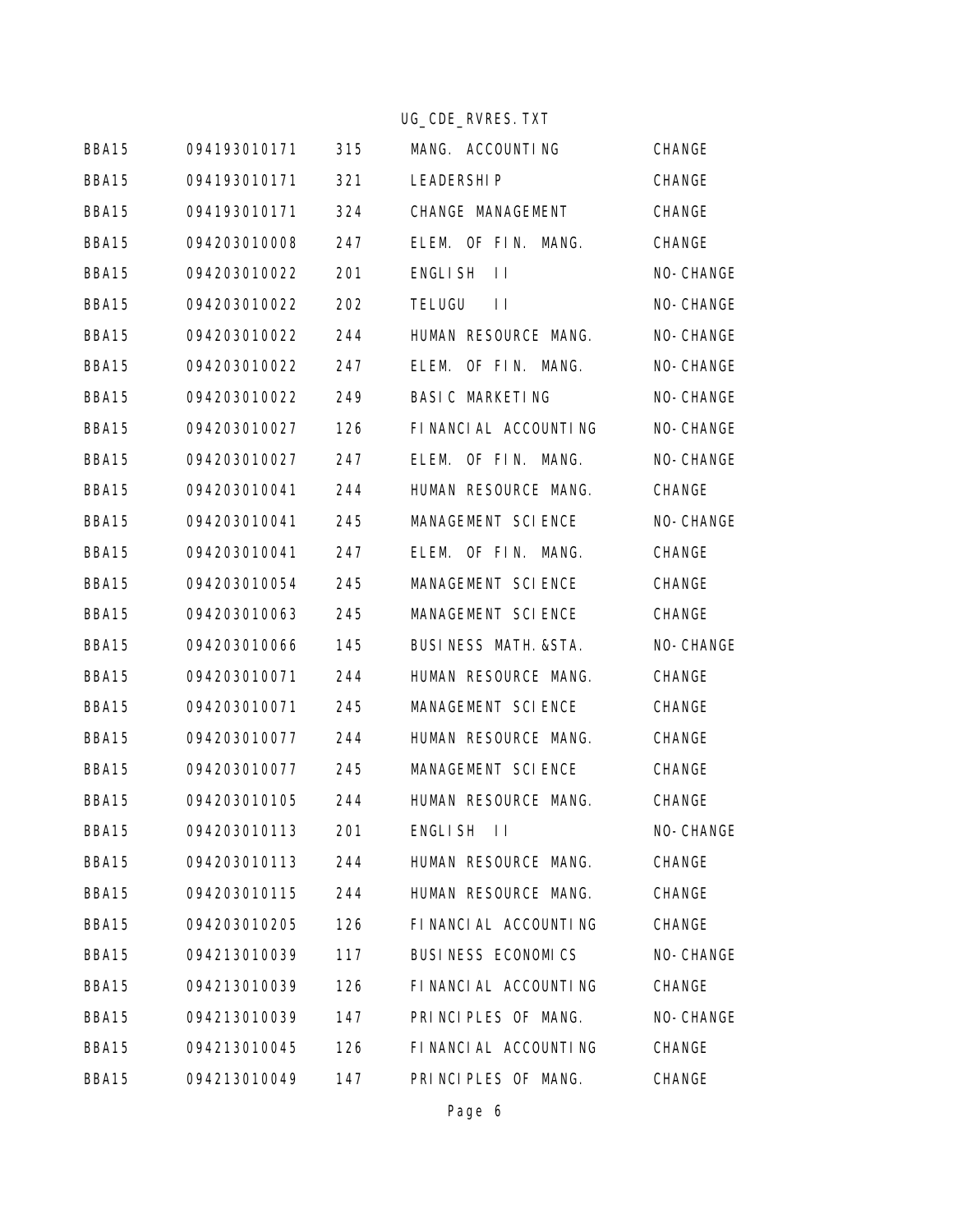| | | | | |
|---|---|---|---|---|
| BBA15 | 094193010171 | 315 | MANG. ACCOUNTING | CHANGE |
| BBA15 | 094193010171 | 321 | LEADERSHIP | CHANGE |
| BBA15 | 094193010171 | 324 | CHANGE MANAGEMENT | CHANGE |
| BBA15 | 094203010008 | 247 | ELEM. OF FIN. MANG. | CHANGE |
| BBA15 | 094203010022 | 201 | ENGLISH II | NO-CHANGE |
| BBA15 | 094203010022 | 202 | TELUGU II | NO-CHANGE |
| BBA15 | 094203010022 | 244 | HUMAN RESOURCE MANG. | NO-CHANGE |
| BBA15 | 094203010022 | 247 | ELEM. OF FIN. MANG. | NO-CHANGE |
| BBA15 | 094203010022 | 249 | BASIC MARKETING | NO-CHANGE |
| BBA15 | 094203010027 | 126 | FINANCIAL ACCOUNTING | NO-CHANGE |
| BBA15 | 094203010027 | 247 | ELEM. OF FIN. MANG. | NO-CHANGE |
| BBA15 | 094203010041 | 244 | HUMAN RESOURCE MANG. | CHANGE |
| BBA15 | 094203010041 | 245 | MANAGEMENT SCIENCE | NO-CHANGE |
| BBA15 | 094203010041 | 247 | ELEM. OF FIN. MANG. | CHANGE |
| BBA15 | 094203010054 | 245 | MANAGEMENT SCIENCE | CHANGE |
| BBA15 | 094203010063 | 245 | MANAGEMENT SCIENCE | CHANGE |
| BBA15 | 094203010066 | 145 | BUSINESS MATH.&STA. | NO-CHANGE |
| BBA15 | 094203010071 | 244 | HUMAN RESOURCE MANG. | CHANGE |
| BBA15 | 094203010071 | 245 | MANAGEMENT SCIENCE | CHANGE |
| BBA15 | 094203010077 | 244 | HUMAN RESOURCE MANG. | CHANGE |
| BBA15 | 094203010077 | 245 | MANAGEMENT SCIENCE | CHANGE |
| BBA15 | 094203010105 | 244 | HUMAN RESOURCE MANG. | CHANGE |
| BBA15 | 094203010113 | 201 | ENGLISH II | NO-CHANGE |
| BBA15 | 094203010113 | 244 | HUMAN RESOURCE MANG. | CHANGE |
| BBA15 | 094203010115 | 244 | HUMAN RESOURCE MANG. | CHANGE |
| BBA15 | 094203010205 | 126 | FINANCIAL ACCOUNTING | CHANGE |
| BBA15 | 094213010039 | 117 | BUSINESS ECONOMICS | NO-CHANGE |
| BBA15 | 094213010039 | 126 | FINANCIAL ACCOUNTING | CHANGE |
| BBA15 | 094213010039 | 147 | PRINCIPLES OF MANG. | NO-CHANGE |
| BBA15 | 094213010045 | 126 | FINANCIAL ACCOUNTING | CHANGE |
| BBA15 | 094213010049 | 147 | PRINCIPLES OF MANG. | CHANGE |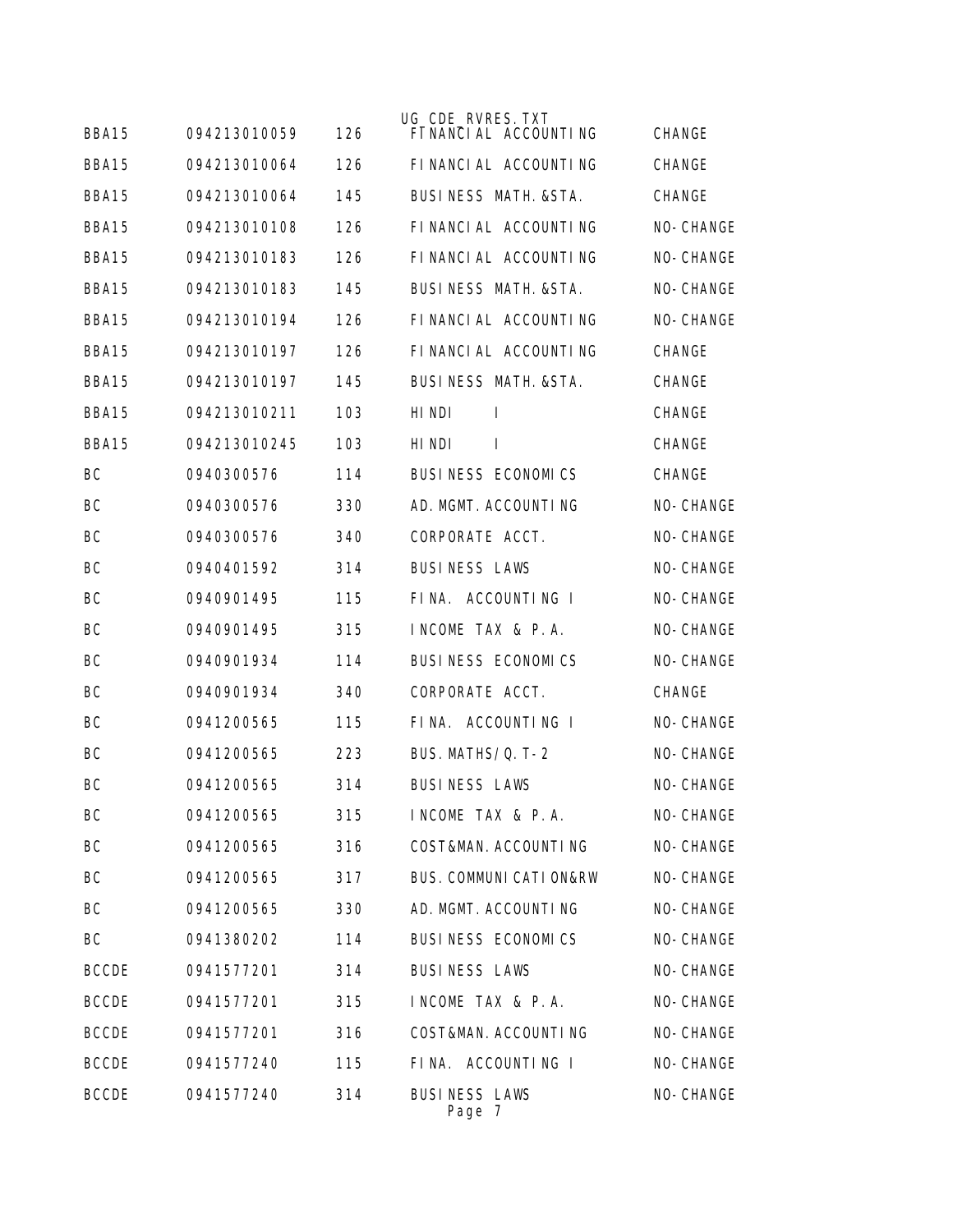UG_CDE_RVRES.TXT

| | | | | |
|---|---|---|---|---|
| BBA15 | 094213010059 | 126 | FINANCIAL ACCOUNTING | CHANGE |
| BBA15 | 094213010064 | 126 | FINANCIAL ACCOUNTING | CHANGE |
| BBA15 | 094213010064 | 145 | BUSINESS MATH.&STA. | CHANGE |
| BBA15 | 094213010108 | 126 | FINANCIAL ACCOUNTING | NO-CHANGE |
| BBA15 | 094213010183 | 126 | FINANCIAL ACCOUNTING | NO-CHANGE |
| BBA15 | 094213010183 | 145 | BUSINESS MATH.&STA. | NO-CHANGE |
| BBA15 | 094213010194 | 126 | FINANCIAL ACCOUNTING | NO-CHANGE |
| BBA15 | 094213010197 | 126 | FINANCIAL ACCOUNTING | CHANGE |
| BBA15 | 094213010197 | 145 | BUSINESS MATH.&STA. | CHANGE |
| BBA15 | 094213010211 | 103 | HINDI I | CHANGE |
| BBA15 | 094213010245 | 103 | HINDI I | CHANGE |
| BC | 0940300576 | 114 | BUSINESS ECONOMICS | CHANGE |
| BC | 0940300576 | 330 | AD.MGMT.ACCOUNTING | NO-CHANGE |
| BC | 0940300576 | 340 | CORPORATE ACCT. | NO-CHANGE |
| BC | 0940401592 | 314 | BUSINESS LAWS | NO-CHANGE |
| BC | 0940901495 | 115 | FINA. ACCOUNTING I | NO-CHANGE |
| BC | 0940901495 | 315 | INCOME TAX & P.A. | NO-CHANGE |
| BC | 0940901934 | 114 | BUSINESS ECONOMICS | NO-CHANGE |
| BC | 0940901934 | 340 | CORPORATE ACCT. | CHANGE |
| BC | 0941200565 | 115 | FINA. ACCOUNTING I | NO-CHANGE |
| BC | 0941200565 | 223 | BUS.MATHS/Q.T-2 | NO-CHANGE |
| BC | 0941200565 | 314 | BUSINESS LAWS | NO-CHANGE |
| BC | 0941200565 | 315 | INCOME TAX & P.A. | NO-CHANGE |
| BC | 0941200565 | 316 | COST&MAN.ACCOUNTING | NO-CHANGE |
| BC | 0941200565 | 317 | BUS.COMMUNICATION&RW | NO-CHANGE |
| BC | 0941200565 | 330 | AD.MGMT.ACCOUNTING | NO-CHANGE |
| BC | 0941380202 | 114 | BUSINESS ECONOMICS | NO-CHANGE |
| BCCDE | 0941577201 | 314 | BUSINESS LAWS | NO-CHANGE |
| BCCDE | 0941577201 | 315 | INCOME TAX & P.A. | NO-CHANGE |
| BCCDE | 0941577201 | 316 | COST&MAN.ACCOUNTING | NO-CHANGE |
| BCCDE | 0941577240 | 115 | FINA. ACCOUNTING I | NO-CHANGE |
| BCCDE | 0941577240 | 314 | BUSINESS LAWS | NO-CHANGE |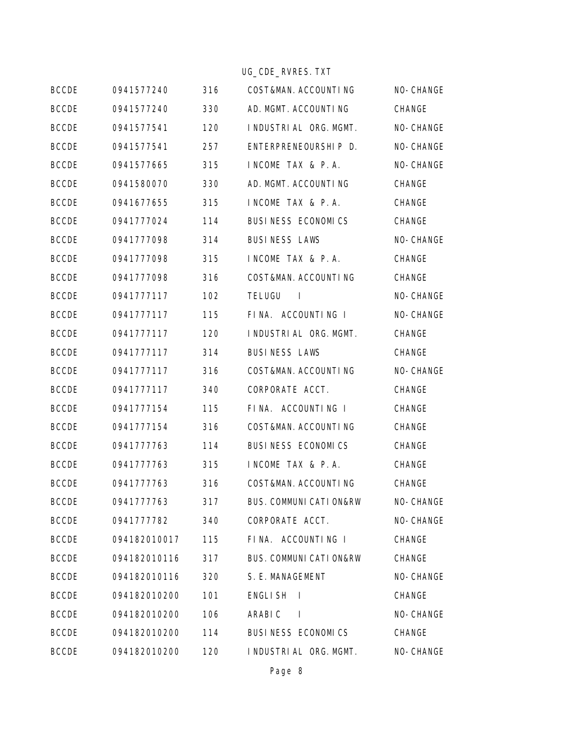| BCCDE | 0941577240 | 316 | COST&MAN.ACCOUNTING | NO-CHANGE |
|---|---|---|---|---|
| BCCDE | 0941577240 | 330 | AD.MGMT.ACCOUNTING | CHANGE |
| BCCDE | 0941577541 | 120 | INDUSTRIAL ORG.MGMT. | NO-CHANGE |
| BCCDE | 0941577541 | 257 | ENTERPRENEOURSHIP D. | NO-CHANGE |
| BCCDE | 0941577665 | 315 | INCOME TAX & P.A. | NO-CHANGE |
| BCCDE | 0941580070 | 330 | AD.MGMT.ACCOUNTING | CHANGE |
| BCCDE | 0941677655 | 315 | INCOME TAX & P.A. | CHANGE |
| BCCDE | 0941777024 | 114 | BUSINESS ECONOMICS | CHANGE |
| BCCDE | 0941777098 | 314 | BUSINESS LAWS | NO-CHANGE |
| BCCDE | 0941777098 | 315 | INCOME TAX & P.A. | CHANGE |
| BCCDE | 0941777098 | 316 | COST&MAN.ACCOUNTING | CHANGE |
| BCCDE | 0941777117 | 102 | TELUGU I | NO-CHANGE |
| BCCDE | 0941777117 | 115 | FINA. ACCOUNTING I | NO-CHANGE |
| BCCDE | 0941777117 | 120 | INDUSTRIAL ORG.MGMT. | CHANGE |
| BCCDE | 0941777117 | 314 | BUSINESS LAWS | CHANGE |
| BCCDE | 0941777117 | 316 | COST&MAN.ACCOUNTING | NO-CHANGE |
| BCCDE | 0941777117 | 340 | CORPORATE ACCT. | CHANGE |
| BCCDE | 0941777154 | 115 | FINA. ACCOUNTING I | CHANGE |
| BCCDE | 0941777154 | 316 | COST&MAN.ACCOUNTING | CHANGE |
| BCCDE | 0941777763 | 114 | BUSINESS ECONOMICS | CHANGE |
| BCCDE | 0941777763 | 315 | INCOME TAX & P.A. | CHANGE |
| BCCDE | 0941777763 | 316 | COST&MAN.ACCOUNTING | CHANGE |
| BCCDE | 0941777763 | 317 | BUS.COMMUNICATION&RW | NO-CHANGE |
| BCCDE | 0941777782 | 340 | CORPORATE ACCT. | NO-CHANGE |
| BCCDE | 094182010017 | 115 | FINA. ACCOUNTING I | CHANGE |
| BCCDE | 094182010116 | 317 | BUS.COMMUNICATION&RW | CHANGE |
| BCCDE | 094182010116 | 320 | S.E.MANAGEMENT | NO-CHANGE |
| BCCDE | 094182010200 | 101 | ENGLISH I | CHANGE |
| BCCDE | 094182010200 | 106 | ARABIC I | NO-CHANGE |
| BCCDE | 094182010200 | 114 | BUSINESS ECONOMICS | CHANGE |
| BCCDE | 094182010200 | 120 | INDUSTRIAL ORG.MGMT. | NO-CHANGE |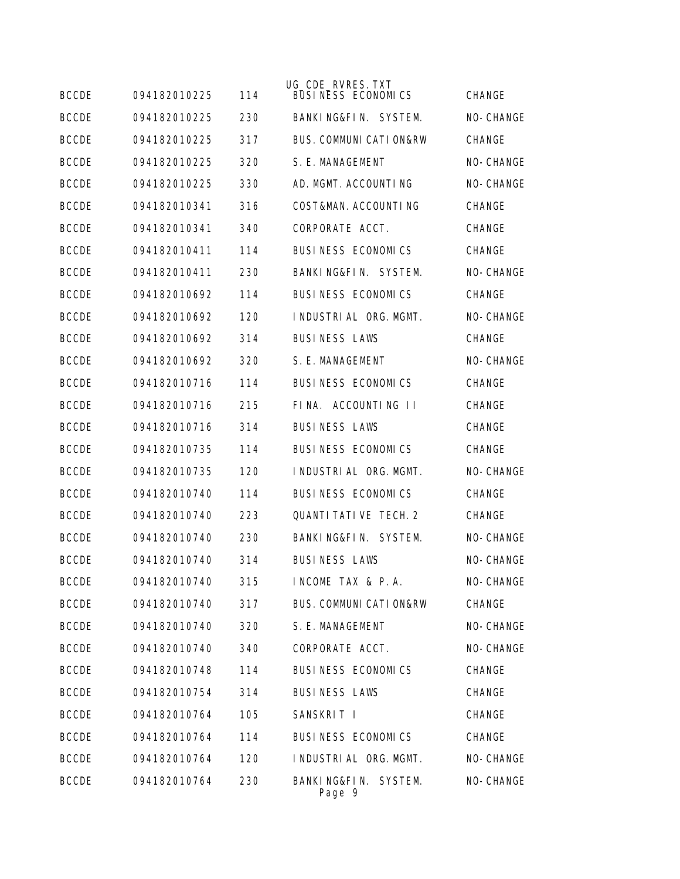UG_CDE_RVRES.TXT

| BCCDE | 094182010225 | 114 | BUSINESS ECONOMICS | CHANGE |
|---|---|---|---|---|
| BCCDE | 094182010225 | 230 | BANKING&FIN. SYSTEM. | NO-CHANGE |
| BCCDE | 094182010225 | 317 | BUS.COMMUNICATION&RW | CHANGE |
| BCCDE | 094182010225 | 320 | S.E.MANAGEMENT | NO-CHANGE |
| BCCDE | 094182010225 | 330 | AD.MGMT.ACCOUNTING | NO-CHANGE |
| BCCDE | 094182010341 | 316 | COST&MAN.ACCOUNTING | CHANGE |
| BCCDE | 094182010341 | 340 | CORPORATE ACCT. | CHANGE |
| BCCDE | 094182010411 | 114 | BUSINESS ECONOMICS | CHANGE |
| BCCDE | 094182010411 | 230 | BANKING&FIN. SYSTEM. | NO-CHANGE |
| BCCDE | 094182010692 | 114 | BUSINESS ECONOMICS | CHANGE |
| BCCDE | 094182010692 | 120 | INDUSTRIAL ORG.MGMT. | NO-CHANGE |
| BCCDE | 094182010692 | 314 | BUSINESS LAWS | CHANGE |
| BCCDE | 094182010692 | 320 | S.E.MANAGEMENT | NO-CHANGE |
| BCCDE | 094182010716 | 114 | BUSINESS ECONOMICS | CHANGE |
| BCCDE | 094182010716 | 215 | FINA. ACCOUNTING II | CHANGE |
| BCCDE | 094182010716 | 314 | BUSINESS LAWS | CHANGE |
| BCCDE | 094182010735 | 114 | BUSINESS ECONOMICS | CHANGE |
| BCCDE | 094182010735 | 120 | INDUSTRIAL ORG.MGMT. | NO-CHANGE |
| BCCDE | 094182010740 | 114 | BUSINESS ECONOMICS | CHANGE |
| BCCDE | 094182010740 | 223 | QUANTITATIVE TECH.2 | CHANGE |
| BCCDE | 094182010740 | 230 | BANKING&FIN. SYSTEM. | NO-CHANGE |
| BCCDE | 094182010740 | 314 | BUSINESS LAWS | NO-CHANGE |
| BCCDE | 094182010740 | 315 | INCOME TAX & P.A. | NO-CHANGE |
| BCCDE | 094182010740 | 317 | BUS.COMMUNICATION&RW | CHANGE |
| BCCDE | 094182010740 | 320 | S.E.MANAGEMENT | NO-CHANGE |
| BCCDE | 094182010740 | 340 | CORPORATE ACCT. | NO-CHANGE |
| BCCDE | 094182010748 | 114 | BUSINESS ECONOMICS | CHANGE |
| BCCDE | 094182010754 | 314 | BUSINESS LAWS | CHANGE |
| BCCDE | 094182010764 | 105 | SANSKRIT I | CHANGE |
| BCCDE | 094182010764 | 114 | BUSINESS ECONOMICS | CHANGE |
| BCCDE | 094182010764 | 120 | INDUSTRIAL ORG.MGMT. | NO-CHANGE |
| BCCDE | 094182010764 | 230 | BANKING&FIN. SYSTEM. | NO-CHANGE |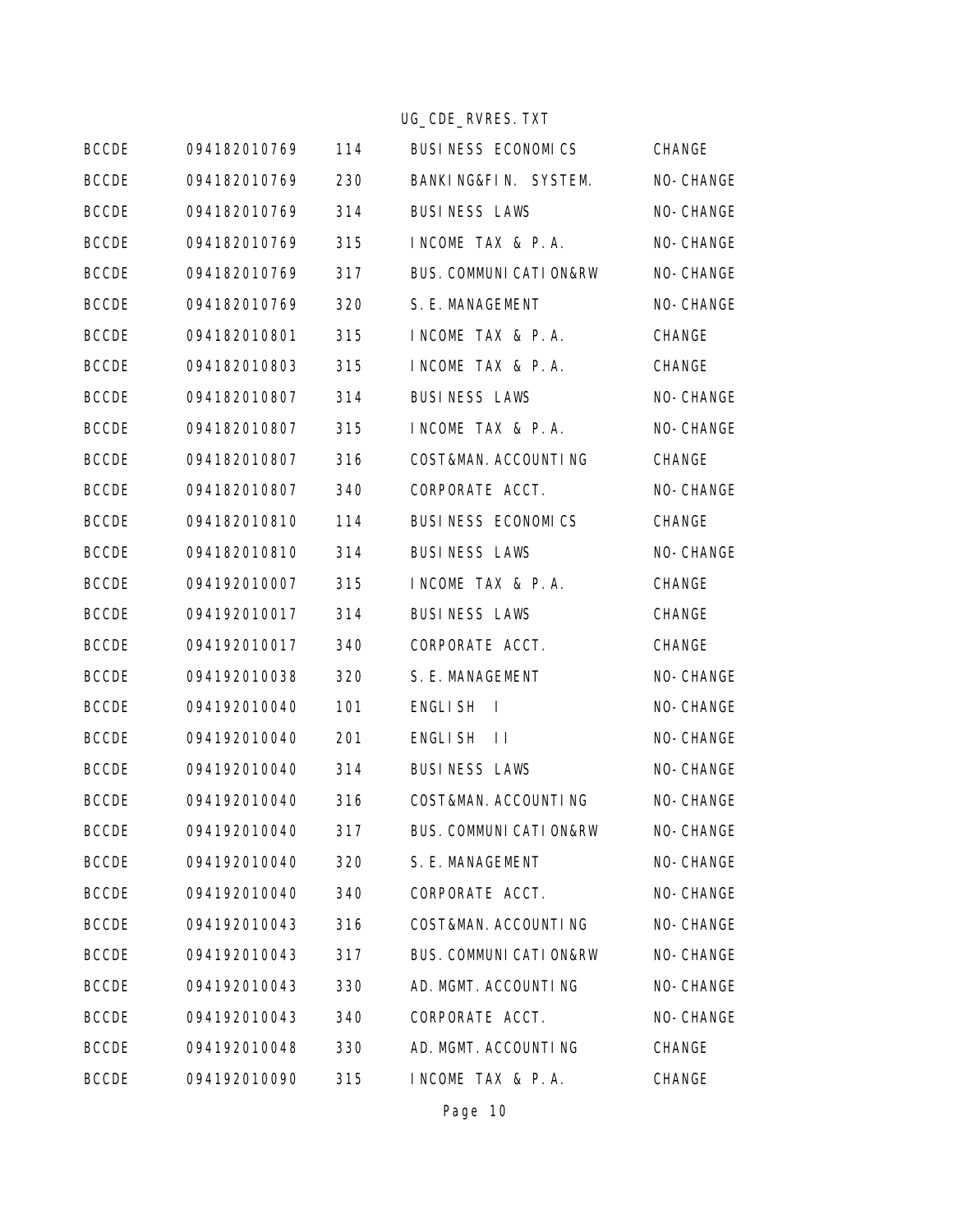| BCCDE | 094182010769 | 114 | BUSINESS ECONOMICS | CHANGE |
|---|---|---|---|---|
| BCCDE | 094182010769 | 230 | BANKING&FIN. SYSTEM. | NO-CHANGE |
| BCCDE | 094182010769 | 314 | BUSINESS LAWS | NO-CHANGE |
| BCCDE | 094182010769 | 315 | INCOME TAX & P.A. | NO-CHANGE |
| BCCDE | 094182010769 | 317 | BUS.COMMUNICATION&RW | NO-CHANGE |
| BCCDE | 094182010769 | 320 | S.E.MANAGEMENT | NO-CHANGE |
| BCCDE | 094182010801 | 315 | INCOME TAX & P.A. | CHANGE |
| BCCDE | 094182010803 | 315 | INCOME TAX & P.A. | CHANGE |
| BCCDE | 094182010807 | 314 | BUSINESS LAWS | NO-CHANGE |
| BCCDE | 094182010807 | 315 | INCOME TAX & P.A. | NO-CHANGE |
| BCCDE | 094182010807 | 316 | COST&MAN.ACCOUNTING | CHANGE |
| BCCDE | 094182010807 | 340 | CORPORATE ACCT. | NO-CHANGE |
| BCCDE | 094182010810 | 114 | BUSINESS ECONOMICS | CHANGE |
| BCCDE | 094182010810 | 314 | BUSINESS LAWS | NO-CHANGE |
| BCCDE | 094192010007 | 315 | INCOME TAX & P.A. | CHANGE |
| BCCDE | 094192010017 | 314 | BUSINESS LAWS | CHANGE |
| BCCDE | 094192010017 | 340 | CORPORATE ACCT. | CHANGE |
| BCCDE | 094192010038 | 320 | S.E.MANAGEMENT | NO-CHANGE |
| BCCDE | 094192010040 | 101 | ENGLISH I | NO-CHANGE |
| BCCDE | 094192010040 | 201 | ENGLISH II | NO-CHANGE |
| BCCDE | 094192010040 | 314 | BUSINESS LAWS | NO-CHANGE |
| BCCDE | 094192010040 | 316 | COST&MAN.ACCOUNTING | NO-CHANGE |
| BCCDE | 094192010040 | 317 | BUS.COMMUNICATION&RW | NO-CHANGE |
| BCCDE | 094192010040 | 320 | S.E.MANAGEMENT | NO-CHANGE |
| BCCDE | 094192010040 | 340 | CORPORATE ACCT. | NO-CHANGE |
| BCCDE | 094192010043 | 316 | COST&MAN.ACCOUNTING | NO-CHANGE |
| BCCDE | 094192010043 | 317 | BUS.COMMUNICATION&RW | NO-CHANGE |
| BCCDE | 094192010043 | 330 | AD.MGMT.ACCOUNTING | NO-CHANGE |
| BCCDE | 094192010043 | 340 | CORPORATE ACCT. | NO-CHANGE |
| BCCDE | 094192010048 | 330 | AD.MGMT.ACCOUNTING | CHANGE |
| BCCDE | 094192010090 | 315 | INCOME TAX & P.A. | CHANGE |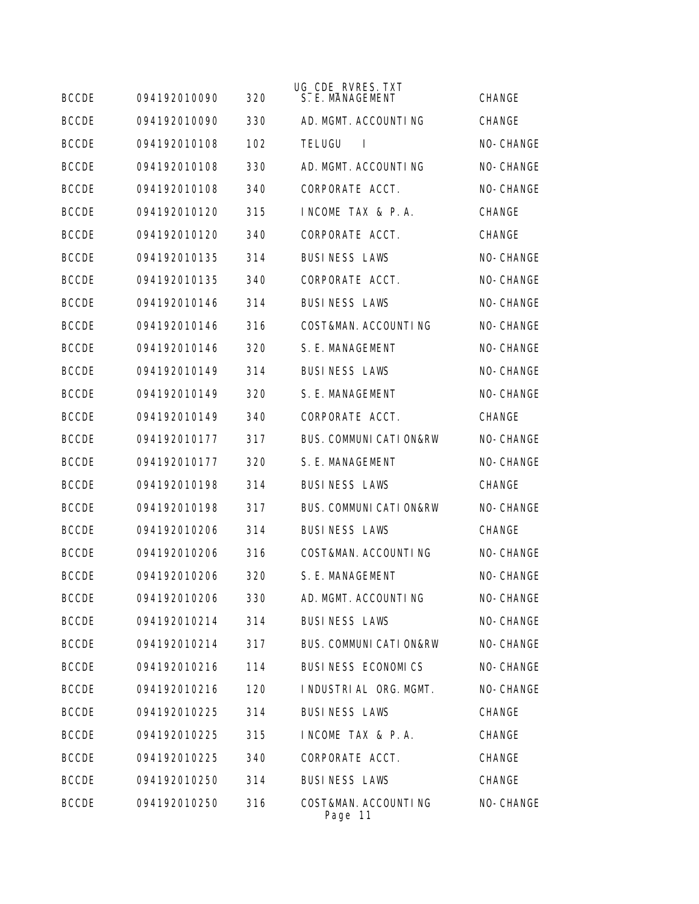| | | | | |
|---|---|---|---|---|
| BCCDE | 094192010090 | 320 | S.E.MANAGEMENT | CHANGE |
| BCCDE | 094192010090 | 330 | AD.MGMT.ACCOUNTING | CHANGE |
| BCCDE | 094192010108 | 102 | TELUGU I | NO-CHANGE |
| BCCDE | 094192010108 | 330 | AD.MGMT.ACCOUNTING | NO-CHANGE |
| BCCDE | 094192010108 | 340 | CORPORATE ACCT. | NO-CHANGE |
| BCCDE | 094192010120 | 315 | INCOME TAX & P.A. | CHANGE |
| BCCDE | 094192010120 | 340 | CORPORATE ACCT. | CHANGE |
| BCCDE | 094192010135 | 314 | BUSINESS LAWS | NO-CHANGE |
| BCCDE | 094192010135 | 340 | CORPORATE ACCT. | NO-CHANGE |
| BCCDE | 094192010146 | 314 | BUSINESS LAWS | NO-CHANGE |
| BCCDE | 094192010146 | 316 | COST&MAN.ACCOUNTING | NO-CHANGE |
| BCCDE | 094192010146 | 320 | S.E.MANAGEMENT | NO-CHANGE |
| BCCDE | 094192010149 | 314 | BUSINESS LAWS | NO-CHANGE |
| BCCDE | 094192010149 | 320 | S.E.MANAGEMENT | NO-CHANGE |
| BCCDE | 094192010149 | 340 | CORPORATE ACCT. | CHANGE |
| BCCDE | 094192010177 | 317 | BUS.COMMUNICATION&RW | NO-CHANGE |
| BCCDE | 094192010177 | 320 | S.E.MANAGEMENT | NO-CHANGE |
| BCCDE | 094192010198 | 314 | BUSINESS LAWS | CHANGE |
| BCCDE | 094192010198 | 317 | BUS.COMMUNICATION&RW | NO-CHANGE |
| BCCDE | 094192010206 | 314 | BUSINESS LAWS | CHANGE |
| BCCDE | 094192010206 | 316 | COST&MAN.ACCOUNTING | NO-CHANGE |
| BCCDE | 094192010206 | 320 | S.E.MANAGEMENT | NO-CHANGE |
| BCCDE | 094192010206 | 330 | AD.MGMT.ACCOUNTING | NO-CHANGE |
| BCCDE | 094192010214 | 314 | BUSINESS LAWS | NO-CHANGE |
| BCCDE | 094192010214 | 317 | BUS.COMMUNICATION&RW | NO-CHANGE |
| BCCDE | 094192010216 | 114 | BUSINESS ECONOMICS | NO-CHANGE |
| BCCDE | 094192010216 | 120 | INDUSTRIAL ORG.MGMT. | NO-CHANGE |
| BCCDE | 094192010225 | 314 | BUSINESS LAWS | CHANGE |
| BCCDE | 094192010225 | 315 | INCOME TAX & P.A. | CHANGE |
| BCCDE | 094192010225 | 340 | CORPORATE ACCT. | CHANGE |
| BCCDE | 094192010250 | 314 | BUSINESS LAWS | CHANGE |
| BCCDE | 094192010250 | 316 | COST&MAN.ACCOUNTING | NO-CHANGE |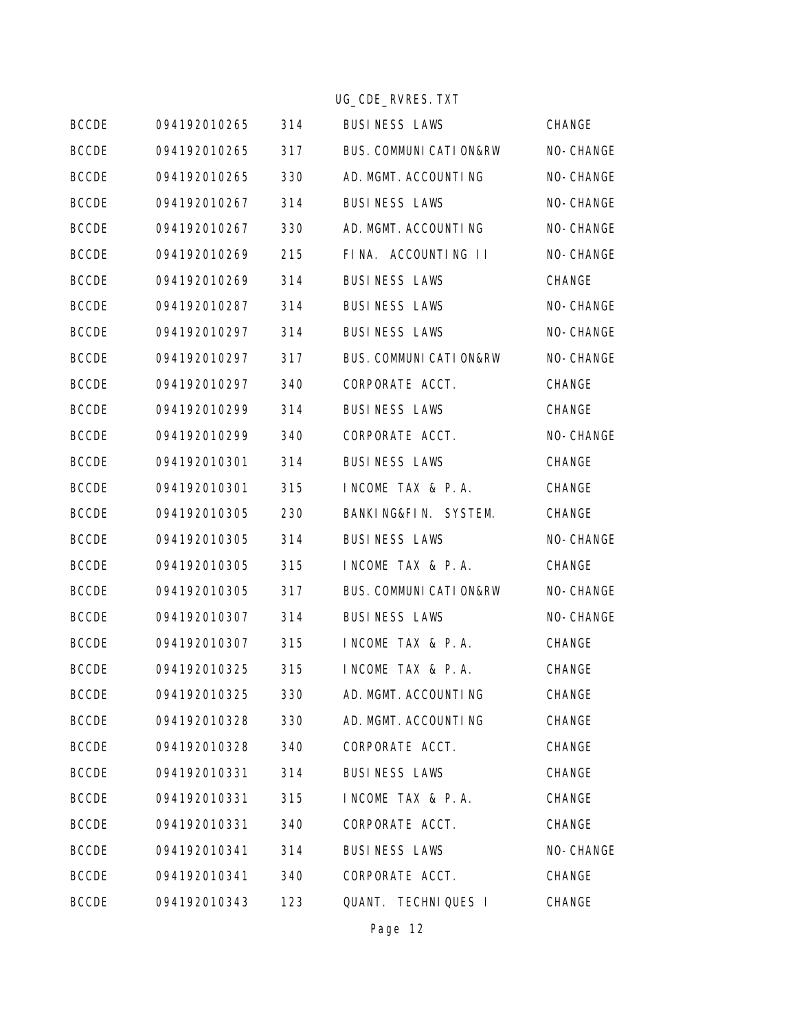| BCCDE | 094192010265 | 314 | BUSINESS LAWS | CHANGE |
|---|---|---|---|---|
| BCCDE | 094192010265 | 317 | BUS.COMMUNICATION&RW | NO-CHANGE |
| BCCDE | 094192010265 | 330 | AD.MGMT.ACCOUNTING | NO-CHANGE |
| BCCDE | 094192010267 | 314 | BUSINESS LAWS | NO-CHANGE |
| BCCDE | 094192010267 | 330 | AD.MGMT.ACCOUNTING | NO-CHANGE |
| BCCDE | 094192010269 | 215 | FINA. ACCOUNTING II | NO-CHANGE |
| BCCDE | 094192010269 | 314 | BUSINESS LAWS | CHANGE |
| BCCDE | 094192010287 | 314 | BUSINESS LAWS | NO-CHANGE |
| BCCDE | 094192010297 | 314 | BUSINESS LAWS | NO-CHANGE |
| BCCDE | 094192010297 | 317 | BUS.COMMUNICATION&RW | NO-CHANGE |
| BCCDE | 094192010297 | 340 | CORPORATE ACCT. | CHANGE |
| BCCDE | 094192010299 | 314 | BUSINESS LAWS | CHANGE |
| BCCDE | 094192010299 | 340 | CORPORATE ACCT. | NO-CHANGE |
| BCCDE | 094192010301 | 314 | BUSINESS LAWS | CHANGE |
| BCCDE | 094192010301 | 315 | INCOME TAX & P.A. | CHANGE |
| BCCDE | 094192010305 | 230 | BANKING&FIN. SYSTEM. | CHANGE |
| BCCDE | 094192010305 | 314 | BUSINESS LAWS | NO-CHANGE |
| BCCDE | 094192010305 | 315 | INCOME TAX & P.A. | CHANGE |
| BCCDE | 094192010305 | 317 | BUS.COMMUNICATION&RW | NO-CHANGE |
| BCCDE | 094192010307 | 314 | BUSINESS LAWS | NO-CHANGE |
| BCCDE | 094192010307 | 315 | INCOME TAX & P.A. | CHANGE |
| BCCDE | 094192010325 | 315 | INCOME TAX & P.A. | CHANGE |
| BCCDE | 094192010325 | 330 | AD.MGMT.ACCOUNTING | CHANGE |
| BCCDE | 094192010328 | 330 | AD.MGMT.ACCOUNTING | CHANGE |
| BCCDE | 094192010328 | 340 | CORPORATE ACCT. | CHANGE |
| BCCDE | 094192010331 | 314 | BUSINESS LAWS | CHANGE |
| BCCDE | 094192010331 | 315 | INCOME TAX & P.A. | CHANGE |
| BCCDE | 094192010331 | 340 | CORPORATE ACCT. | CHANGE |
| BCCDE | 094192010341 | 314 | BUSINESS LAWS | NO-CHANGE |
| BCCDE | 094192010341 | 340 | CORPORATE ACCT. | CHANGE |
| BCCDE | 094192010343 | 123 | QUANT. TECHNIQUES I | CHANGE |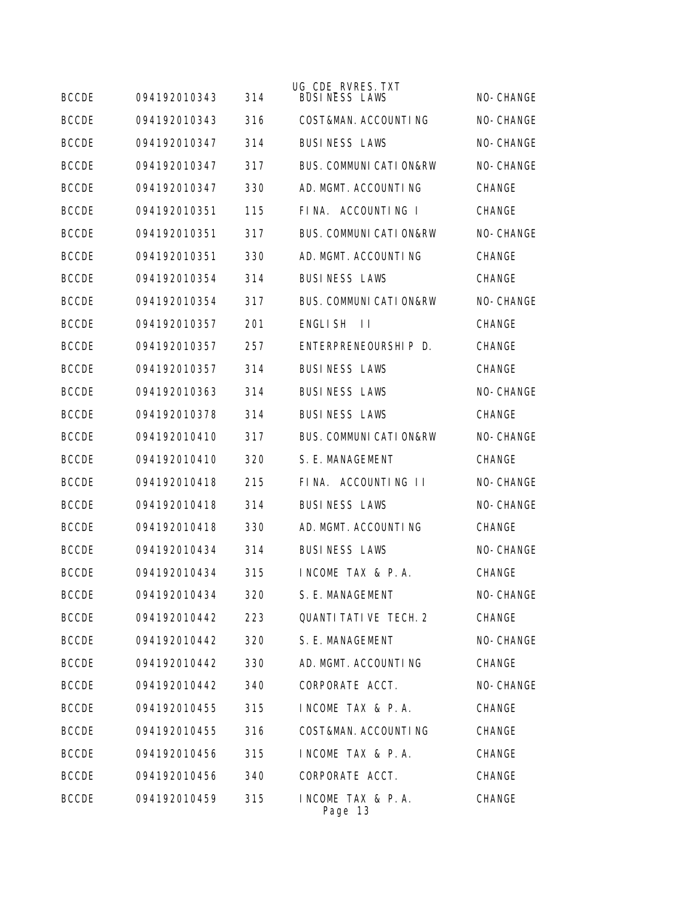| | | | | |
|---|---|---|---|---|
| BCCDE | 094192010343 | 314 | BUSINESS LAWS | NO-CHANGE |
| BCCDE | 094192010343 | 316 | COST&MAN.ACCOUNTING | NO-CHANGE |
| BCCDE | 094192010347 | 314 | BUSINESS LAWS | NO-CHANGE |
| BCCDE | 094192010347 | 317 | BUS.COMMUNICATION&RW | NO-CHANGE |
| BCCDE | 094192010347 | 330 | AD.MGMT.ACCOUNTING | CHANGE |
| BCCDE | 094192010351 | 115 | FINA. ACCOUNTING I | CHANGE |
| BCCDE | 094192010351 | 317 | BUS.COMMUNICATION&RW | NO-CHANGE |
| BCCDE | 094192010351 | 330 | AD.MGMT.ACCOUNTING | CHANGE |
| BCCDE | 094192010354 | 314 | BUSINESS LAWS | CHANGE |
| BCCDE | 094192010354 | 317 | BUS.COMMUNICATION&RW | NO-CHANGE |
| BCCDE | 094192010357 | 201 | ENGLISH II | CHANGE |
| BCCDE | 094192010357 | 257 | ENTERPRENEOURSHIP D. | CHANGE |
| BCCDE | 094192010357 | 314 | BUSINESS LAWS | CHANGE |
| BCCDE | 094192010363 | 314 | BUSINESS LAWS | NO-CHANGE |
| BCCDE | 094192010378 | 314 | BUSINESS LAWS | CHANGE |
| BCCDE | 094192010410 | 317 | BUS.COMMUNICATION&RW | NO-CHANGE |
| BCCDE | 094192010410 | 320 | S.E.MANAGEMENT | CHANGE |
| BCCDE | 094192010418 | 215 | FINA. ACCOUNTING II | NO-CHANGE |
| BCCDE | 094192010418 | 314 | BUSINESS LAWS | NO-CHANGE |
| BCCDE | 094192010418 | 330 | AD.MGMT.ACCOUNTING | CHANGE |
| BCCDE | 094192010434 | 314 | BUSINESS LAWS | NO-CHANGE |
| BCCDE | 094192010434 | 315 | INCOME TAX & P.A. | CHANGE |
| BCCDE | 094192010434 | 320 | S.E.MANAGEMENT | NO-CHANGE |
| BCCDE | 094192010442 | 223 | QUANTITATIVE TECH.2 | CHANGE |
| BCCDE | 094192010442 | 320 | S.E.MANAGEMENT | NO-CHANGE |
| BCCDE | 094192010442 | 330 | AD.MGMT.ACCOUNTING | CHANGE |
| BCCDE | 094192010442 | 340 | CORPORATE ACCT. | NO-CHANGE |
| BCCDE | 094192010455 | 315 | INCOME TAX & P.A. | CHANGE |
| BCCDE | 094192010455 | 316 | COST&MAN.ACCOUNTING | CHANGE |
| BCCDE | 094192010456 | 315 | INCOME TAX & P.A. | CHANGE |
| BCCDE | 094192010456 | 340 | CORPORATE ACCT. | CHANGE |
| BCCDE | 094192010459 | 315 | INCOME TAX & P.A. | CHANGE |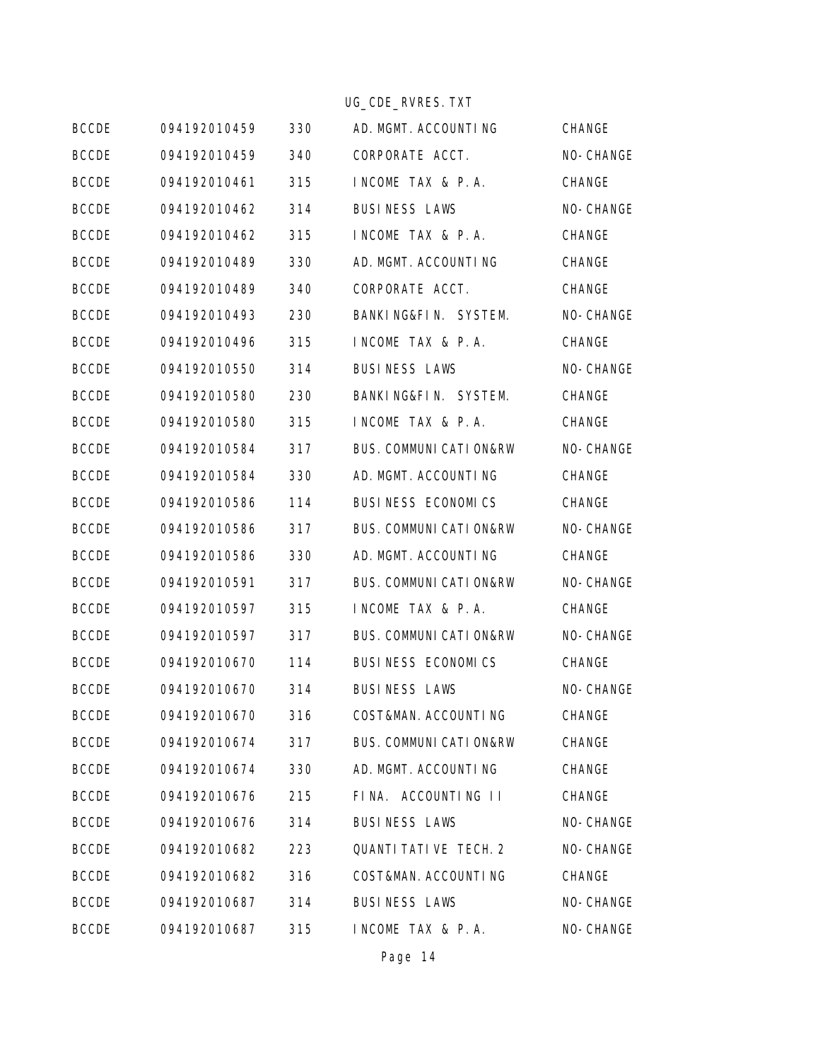| BCCDE | 094192010459 | 330 | AD.MGMT.ACCOUNTING | CHANGE |
|---|---|---|---|---|
| BCCDE | 094192010459 | 340 | CORPORATE ACCT. | NO-CHANGE |
| BCCDE | 094192010461 | 315 | INCOME TAX & P.A. | CHANGE |
| BCCDE | 094192010462 | 314 | BUSINESS LAWS | NO-CHANGE |
| BCCDE | 094192010462 | 315 | INCOME TAX & P.A. | CHANGE |
| BCCDE | 094192010489 | 330 | AD.MGMT.ACCOUNTING | CHANGE |
| BCCDE | 094192010489 | 340 | CORPORATE ACCT. | CHANGE |
| BCCDE | 094192010493 | 230 | BANKING&FIN. SYSTEM. | NO-CHANGE |
| BCCDE | 094192010496 | 315 | INCOME TAX & P.A. | CHANGE |
| BCCDE | 094192010550 | 314 | BUSINESS LAWS | NO-CHANGE |
| BCCDE | 094192010580 | 230 | BANKING&FIN. SYSTEM. | CHANGE |
| BCCDE | 094192010580 | 315 | INCOME TAX & P.A. | CHANGE |
| BCCDE | 094192010584 | 317 | BUS.COMMUNICATION&RW | NO-CHANGE |
| BCCDE | 094192010584 | 330 | AD.MGMT.ACCOUNTING | CHANGE |
| BCCDE | 094192010586 | 114 | BUSINESS ECONOMICS | CHANGE |
| BCCDE | 094192010586 | 317 | BUS.COMMUNICATION&RW | NO-CHANGE |
| BCCDE | 094192010586 | 330 | AD.MGMT.ACCOUNTING | CHANGE |
| BCCDE | 094192010591 | 317 | BUS.COMMUNICATION&RW | NO-CHANGE |
| BCCDE | 094192010597 | 315 | INCOME TAX & P.A. | CHANGE |
| BCCDE | 094192010597 | 317 | BUS.COMMUNICATION&RW | NO-CHANGE |
| BCCDE | 094192010670 | 114 | BUSINESS ECONOMICS | CHANGE |
| BCCDE | 094192010670 | 314 | BUSINESS LAWS | NO-CHANGE |
| BCCDE | 094192010670 | 316 | COST&MAN.ACCOUNTING | CHANGE |
| BCCDE | 094192010674 | 317 | BUS.COMMUNICATION&RW | CHANGE |
| BCCDE | 094192010674 | 330 | AD.MGMT.ACCOUNTING | CHANGE |
| BCCDE | 094192010676 | 215 | FINA. ACCOUNTING II | CHANGE |
| BCCDE | 094192010676 | 314 | BUSINESS LAWS | NO-CHANGE |
| BCCDE | 094192010682 | 223 | QUANTITATIVE TECH.2 | NO-CHANGE |
| BCCDE | 094192010682 | 316 | COST&MAN.ACCOUNTING | CHANGE |
| BCCDE | 094192010687 | 314 | BUSINESS LAWS | NO-CHANGE |
| BCCDE | 094192010687 | 315 | INCOME TAX & P.A. | NO-CHANGE |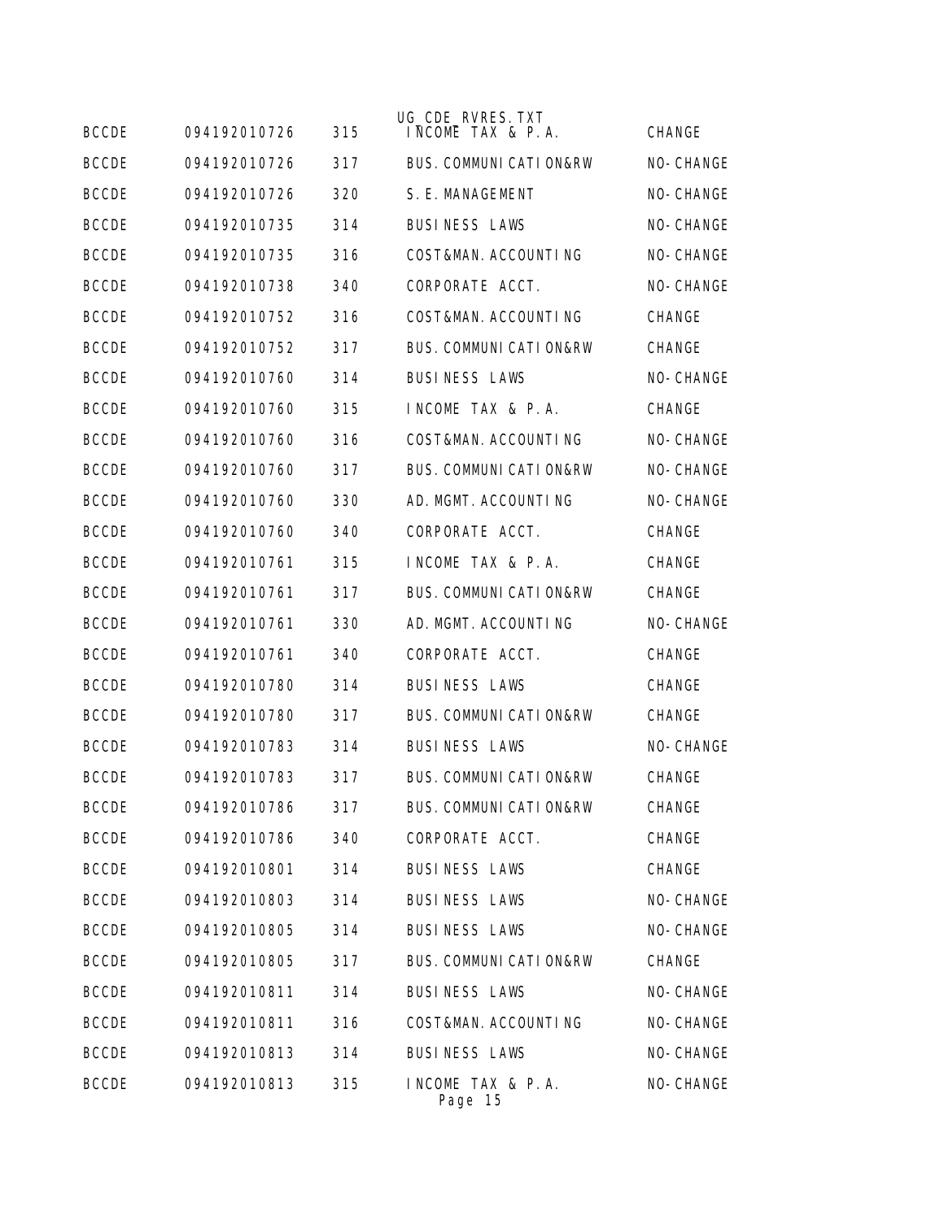| | | | | |
|---|---|---|---|---|
| BCCDE | 094192010726 | 315 | INCOME TAX & P.A. | CHANGE |
| BCCDE | 094192010726 | 317 | BUS.COMMUNICATION&RW | NO-CHANGE |
| BCCDE | 094192010726 | 320 | S.E.MANAGEMENT | NO-CHANGE |
| BCCDE | 094192010735 | 314 | BUSINESS LAWS | NO-CHANGE |
| BCCDE | 094192010735 | 316 | COST&MAN.ACCOUNTING | NO-CHANGE |
| BCCDE | 094192010738 | 340 | CORPORATE ACCT. | NO-CHANGE |
| BCCDE | 094192010752 | 316 | COST&MAN.ACCOUNTING | CHANGE |
| BCCDE | 094192010752 | 317 | BUS.COMMUNICATION&RW | CHANGE |
| BCCDE | 094192010760 | 314 | BUSINESS LAWS | NO-CHANGE |
| BCCDE | 094192010760 | 315 | INCOME TAX & P.A. | CHANGE |
| BCCDE | 094192010760 | 316 | COST&MAN.ACCOUNTING | NO-CHANGE |
| BCCDE | 094192010760 | 317 | BUS.COMMUNICATION&RW | NO-CHANGE |
| BCCDE | 094192010760 | 330 | AD.MGMT.ACCOUNTING | NO-CHANGE |
| BCCDE | 094192010760 | 340 | CORPORATE ACCT. | CHANGE |
| BCCDE | 094192010761 | 315 | INCOME TAX & P.A. | CHANGE |
| BCCDE | 094192010761 | 317 | BUS.COMMUNICATION&RW | CHANGE |
| BCCDE | 094192010761 | 330 | AD.MGMT.ACCOUNTING | NO-CHANGE |
| BCCDE | 094192010761 | 340 | CORPORATE ACCT. | CHANGE |
| BCCDE | 094192010780 | 314 | BUSINESS LAWS | CHANGE |
| BCCDE | 094192010780 | 317 | BUS.COMMUNICATION&RW | CHANGE |
| BCCDE | 094192010783 | 314 | BUSINESS LAWS | NO-CHANGE |
| BCCDE | 094192010783 | 317 | BUS.COMMUNICATION&RW | CHANGE |
| BCCDE | 094192010786 | 317 | BUS.COMMUNICATION&RW | CHANGE |
| BCCDE | 094192010786 | 340 | CORPORATE ACCT. | CHANGE |
| BCCDE | 094192010801 | 314 | BUSINESS LAWS | CHANGE |
| BCCDE | 094192010803 | 314 | BUSINESS LAWS | NO-CHANGE |
| BCCDE | 094192010805 | 314 | BUSINESS LAWS | NO-CHANGE |
| BCCDE | 094192010805 | 317 | BUS.COMMUNICATION&RW | CHANGE |
| BCCDE | 094192010811 | 314 | BUSINESS LAWS | NO-CHANGE |
| BCCDE | 094192010811 | 316 | COST&MAN.ACCOUNTING | NO-CHANGE |
| BCCDE | 094192010813 | 314 | BUSINESS LAWS | NO-CHANGE |
| BCCDE | 094192010813 | 315 | INCOME TAX & P.A. | NO-CHANGE |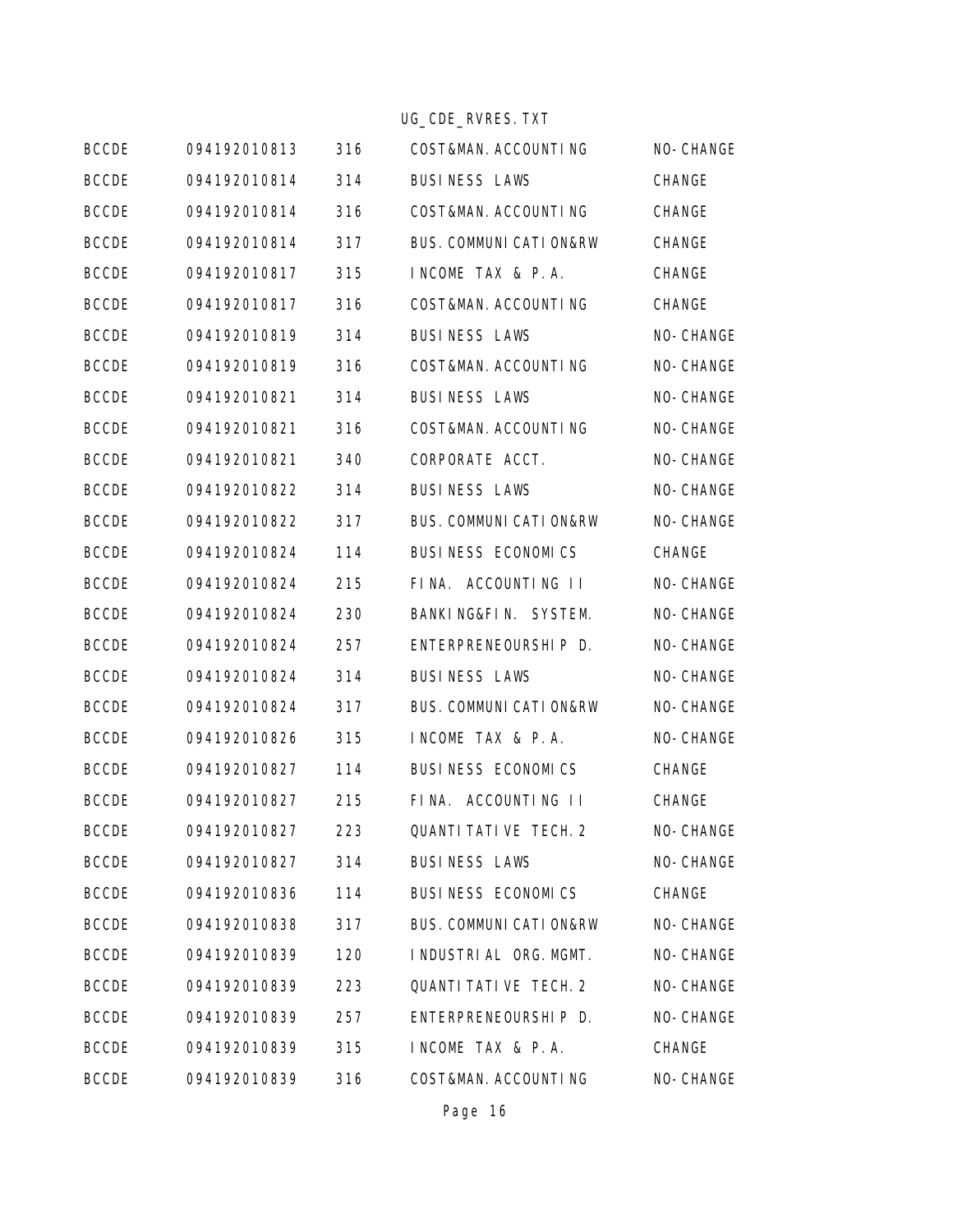| | | | | |
|---|---|---|---|---|
| BCCDE | 094192010813 | 316 | COST&MAN.ACCOUNTING | NO-CHANGE |
| BCCDE | 094192010814 | 314 | BUSINESS LAWS | CHANGE |
| BCCDE | 094192010814 | 316 | COST&MAN.ACCOUNTING | CHANGE |
| BCCDE | 094192010814 | 317 | BUS.COMMUNICATION&RW | CHANGE |
| BCCDE | 094192010817 | 315 | INCOME TAX & P.A. | CHANGE |
| BCCDE | 094192010817 | 316 | COST&MAN.ACCOUNTING | CHANGE |
| BCCDE | 094192010819 | 314 | BUSINESS LAWS | NO-CHANGE |
| BCCDE | 094192010819 | 316 | COST&MAN.ACCOUNTING | NO-CHANGE |
| BCCDE | 094192010821 | 314 | BUSINESS LAWS | NO-CHANGE |
| BCCDE | 094192010821 | 316 | COST&MAN.ACCOUNTING | NO-CHANGE |
| BCCDE | 094192010821 | 340 | CORPORATE ACCT. | NO-CHANGE |
| BCCDE | 094192010822 | 314 | BUSINESS LAWS | NO-CHANGE |
| BCCDE | 094192010822 | 317 | BUS.COMMUNICATION&RW | NO-CHANGE |
| BCCDE | 094192010824 | 114 | BUSINESS ECONOMICS | CHANGE |
| BCCDE | 094192010824 | 215 | FINA. ACCOUNTING II | NO-CHANGE |
| BCCDE | 094192010824 | 230 | BANKING&FIN. SYSTEM. | NO-CHANGE |
| BCCDE | 094192010824 | 257 | ENTERPRENEOURSHIP D. | NO-CHANGE |
| BCCDE | 094192010824 | 314 | BUSINESS LAWS | NO-CHANGE |
| BCCDE | 094192010824 | 317 | BUS.COMMUNICATION&RW | NO-CHANGE |
| BCCDE | 094192010826 | 315 | INCOME TAX & P.A. | NO-CHANGE |
| BCCDE | 094192010827 | 114 | BUSINESS ECONOMICS | CHANGE |
| BCCDE | 094192010827 | 215 | FINA. ACCOUNTING II | CHANGE |
| BCCDE | 094192010827 | 223 | QUANTITATIVE TECH.2 | NO-CHANGE |
| BCCDE | 094192010827 | 314 | BUSINESS LAWS | NO-CHANGE |
| BCCDE | 094192010836 | 114 | BUSINESS ECONOMICS | CHANGE |
| BCCDE | 094192010838 | 317 | BUS.COMMUNICATION&RW | NO-CHANGE |
| BCCDE | 094192010839 | 120 | INDUSTRIAL ORG.MGMT. | NO-CHANGE |
| BCCDE | 094192010839 | 223 | QUANTITATIVE TECH.2 | NO-CHANGE |
| BCCDE | 094192010839 | 257 | ENTERPRENEOURSHIP D. | NO-CHANGE |
| BCCDE | 094192010839 | 315 | INCOME TAX & P.A. | CHANGE |
| BCCDE | 094192010839 | 316 | COST&MAN.ACCOUNTING | NO-CHANGE |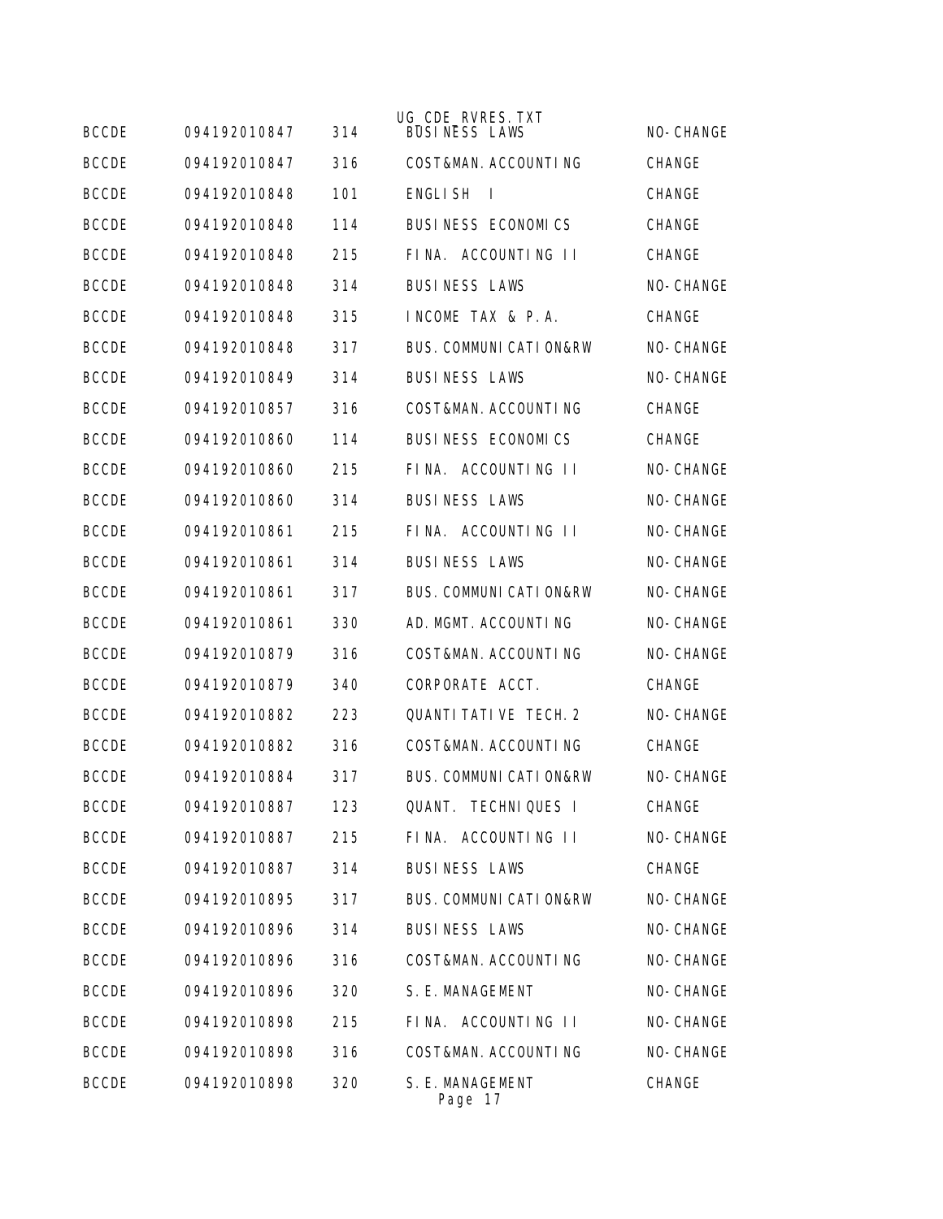| BCCDE | 094192010847 | 314 | BUSINESS LAWS | NO-CHANGE |
|---|---|---|---|---|
| BCCDE | 094192010847 | 316 | COST&MAN.ACCOUNTING | CHANGE |
| BCCDE | 094192010848 | 101 | ENGLISH I | CHANGE |
| BCCDE | 094192010848 | 114 | BUSINESS ECONOMICS | CHANGE |
| BCCDE | 094192010848 | 215 | FINA. ACCOUNTING II | CHANGE |
| BCCDE | 094192010848 | 314 | BUSINESS LAWS | NO-CHANGE |
| BCCDE | 094192010848 | 315 | INCOME TAX & P.A. | CHANGE |
| BCCDE | 094192010848 | 317 | BUS.COMMUNICATION&RW | NO-CHANGE |
| BCCDE | 094192010849 | 314 | BUSINESS LAWS | NO-CHANGE |
| BCCDE | 094192010857 | 316 | COST&MAN.ACCOUNTING | CHANGE |
| BCCDE | 094192010860 | 114 | BUSINESS ECONOMICS | CHANGE |
| BCCDE | 094192010860 | 215 | FINA. ACCOUNTING II | NO-CHANGE |
| BCCDE | 094192010860 | 314 | BUSINESS LAWS | NO-CHANGE |
| BCCDE | 094192010861 | 215 | FINA. ACCOUNTING II | NO-CHANGE |
| BCCDE | 094192010861 | 314 | BUSINESS LAWS | NO-CHANGE |
| BCCDE | 094192010861 | 317 | BUS.COMMUNICATION&RW | NO-CHANGE |
| BCCDE | 094192010861 | 330 | AD.MGMT.ACCOUNTING | NO-CHANGE |
| BCCDE | 094192010879 | 316 | COST&MAN.ACCOUNTING | NO-CHANGE |
| BCCDE | 094192010879 | 340 | CORPORATE ACCT. | CHANGE |
| BCCDE | 094192010882 | 223 | QUANTITATIVE TECH.2 | NO-CHANGE |
| BCCDE | 094192010882 | 316 | COST&MAN.ACCOUNTING | CHANGE |
| BCCDE | 094192010884 | 317 | BUS.COMMUNICATION&RW | NO-CHANGE |
| BCCDE | 094192010887 | 123 | QUANT. TECHNIQUES I | CHANGE |
| BCCDE | 094192010887 | 215 | FINA. ACCOUNTING II | NO-CHANGE |
| BCCDE | 094192010887 | 314 | BUSINESS LAWS | CHANGE |
| BCCDE | 094192010895 | 317 | BUS.COMMUNICATION&RW | NO-CHANGE |
| BCCDE | 094192010896 | 314 | BUSINESS LAWS | NO-CHANGE |
| BCCDE | 094192010896 | 316 | COST&MAN.ACCOUNTING | NO-CHANGE |
| BCCDE | 094192010896 | 320 | S.E.MANAGEMENT | NO-CHANGE |
| BCCDE | 094192010898 | 215 | FINA. ACCOUNTING II | NO-CHANGE |
| BCCDE | 094192010898 | 316 | COST&MAN.ACCOUNTING | NO-CHANGE |
| BCCDE | 094192010898 | 320 | S.E.MANAGEMENT | CHANGE |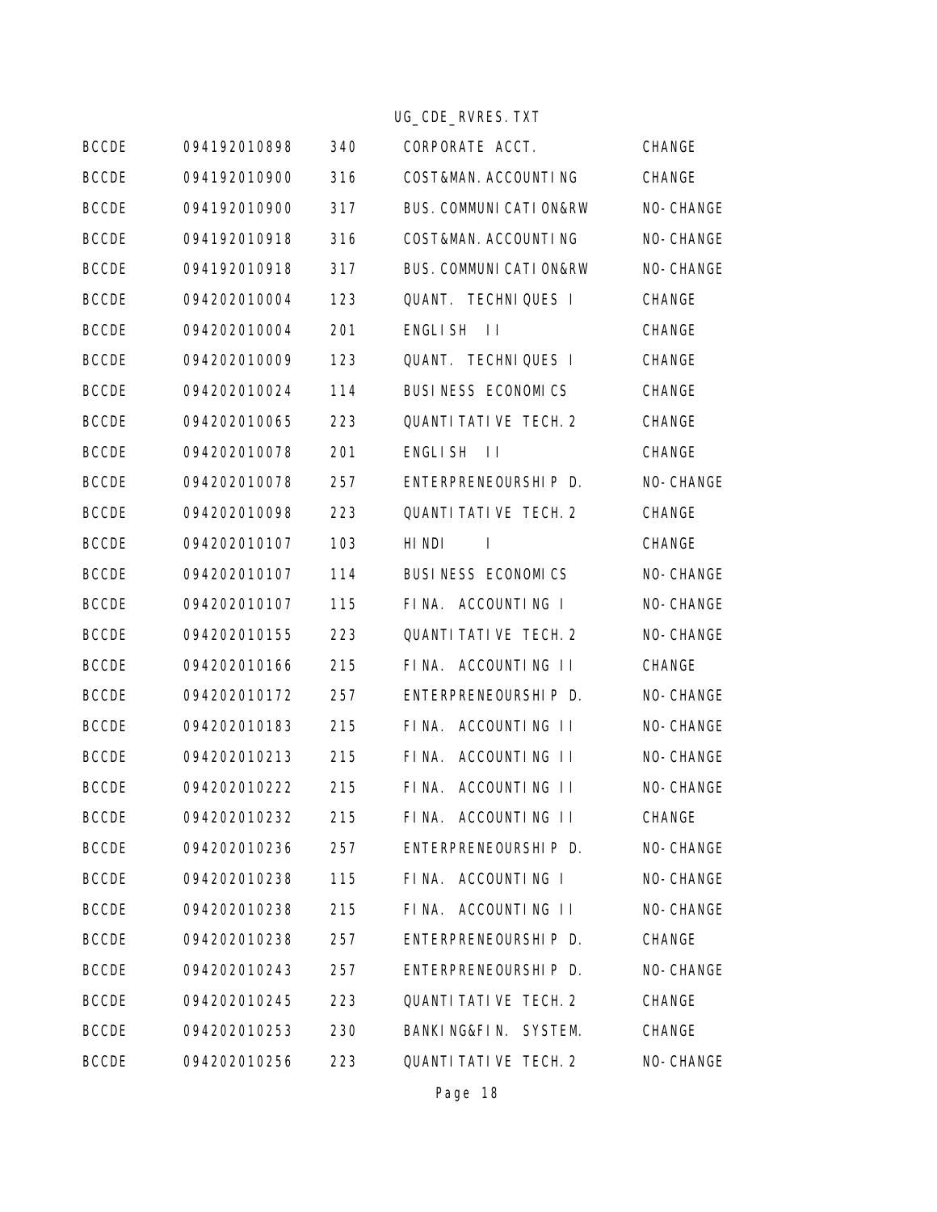| | | | | |
|---|---|---|---|---|
| BCCDE | 094192010898 | 340 | CORPORATE ACCT. | CHANGE |
| BCCDE | 094192010900 | 316 | COST&MAN.ACCOUNTING | CHANGE |
| BCCDE | 094192010900 | 317 | BUS.COMMUNICATION&RW | NO-CHANGE |
| BCCDE | 094192010918 | 316 | COST&MAN.ACCOUNTING | NO-CHANGE |
| BCCDE | 094192010918 | 317 | BUS.COMMUNICATION&RW | NO-CHANGE |
| BCCDE | 094202010004 | 123 | QUANT. TECHNIQUES I | CHANGE |
| BCCDE | 094202010004 | 201 | ENGLISH II | CHANGE |
| BCCDE | 094202010009 | 123 | QUANT. TECHNIQUES I | CHANGE |
| BCCDE | 094202010024 | 114 | BUSINESS ECONOMICS | CHANGE |
| BCCDE | 094202010065 | 223 | QUANTITATIVE TECH.2 | CHANGE |
| BCCDE | 094202010078 | 201 | ENGLISH II | CHANGE |
| BCCDE | 094202010078 | 257 | ENTERPRENEOURSHIP D. | NO-CHANGE |
| BCCDE | 094202010098 | 223 | QUANTITATIVE TECH.2 | CHANGE |
| BCCDE | 094202010107 | 103 | HINDI I | CHANGE |
| BCCDE | 094202010107 | 114 | BUSINESS ECONOMICS | NO-CHANGE |
| BCCDE | 094202010107 | 115 | FINA. ACCOUNTING I | NO-CHANGE |
| BCCDE | 094202010155 | 223 | QUANTITATIVE TECH.2 | NO-CHANGE |
| BCCDE | 094202010166 | 215 | FINA. ACCOUNTING II | CHANGE |
| BCCDE | 094202010172 | 257 | ENTERPRENEOURSHIP D. | NO-CHANGE |
| BCCDE | 094202010183 | 215 | FINA. ACCOUNTING II | NO-CHANGE |
| BCCDE | 094202010213 | 215 | FINA. ACCOUNTING II | NO-CHANGE |
| BCCDE | 094202010222 | 215 | FINA. ACCOUNTING II | NO-CHANGE |
| BCCDE | 094202010232 | 215 | FINA. ACCOUNTING II | CHANGE |
| BCCDE | 094202010236 | 257 | ENTERPRENEOURSHIP D. | NO-CHANGE |
| BCCDE | 094202010238 | 115 | FINA. ACCOUNTING I | NO-CHANGE |
| BCCDE | 094202010238 | 215 | FINA. ACCOUNTING II | NO-CHANGE |
| BCCDE | 094202010238 | 257 | ENTERPRENEOURSHIP D. | CHANGE |
| BCCDE | 094202010243 | 257 | ENTERPRENEOURSHIP D. | NO-CHANGE |
| BCCDE | 094202010245 | 223 | QUANTITATIVE TECH.2 | CHANGE |
| BCCDE | 094202010253 | 230 | BANKING&FIN. SYSTEM. | CHANGE |
| BCCDE | 094202010256 | 223 | QUANTITATIVE TECH.2 | NO-CHANGE |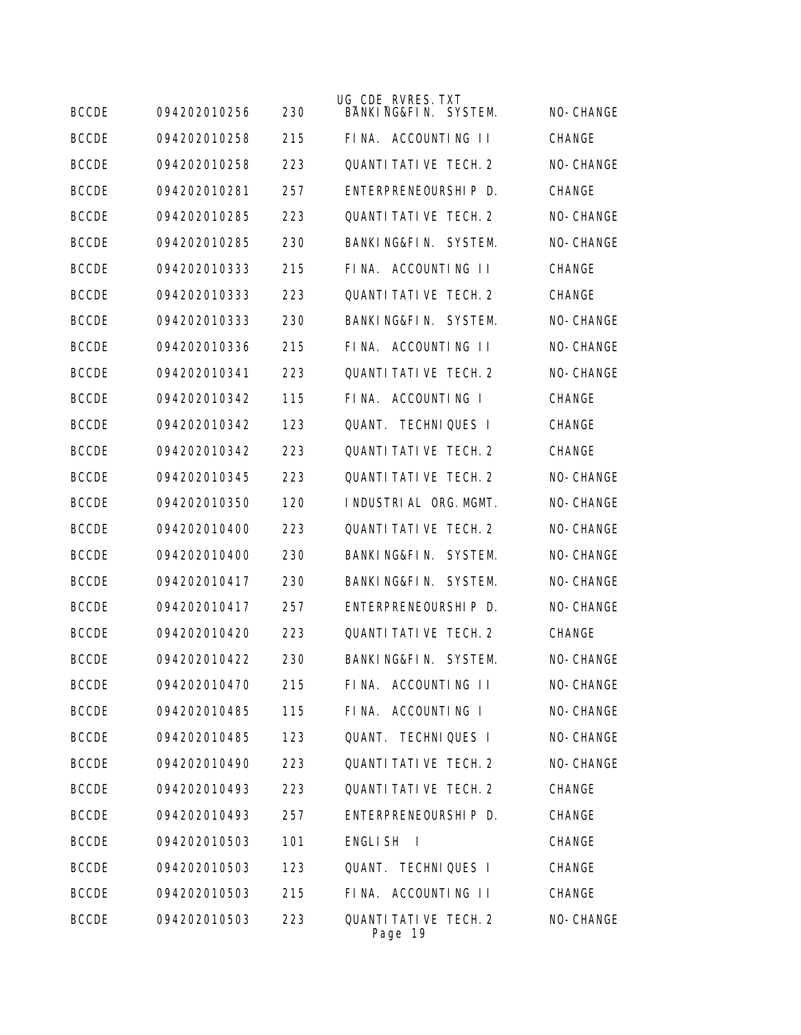| BCCDE | 094202010256 | 230 | BANKING&FIN. SYSTEM. | NO-CHANGE |
|---|---|---|---|---|
| BCCDE | 094202010258 | 215 | FINA. ACCOUNTING II | CHANGE |
| BCCDE | 094202010258 | 223 | QUANTITATIVE TECH.2 | NO-CHANGE |
| BCCDE | 094202010281 | 257 | ENTERPRENEOURSHIP D. | CHANGE |
| BCCDE | 094202010285 | 223 | QUANTITATIVE TECH.2 | NO-CHANGE |
| BCCDE | 094202010285 | 230 | BANKING&FIN. SYSTEM. | NO-CHANGE |
| BCCDE | 094202010333 | 215 | FINA. ACCOUNTING II | CHANGE |
| BCCDE | 094202010333 | 223 | QUANTITATIVE TECH.2 | CHANGE |
| BCCDE | 094202010333 | 230 | BANKING&FIN. SYSTEM. | NO-CHANGE |
| BCCDE | 094202010336 | 215 | FINA. ACCOUNTING II | NO-CHANGE |
| BCCDE | 094202010341 | 223 | QUANTITATIVE TECH.2 | NO-CHANGE |
| BCCDE | 094202010342 | 115 | FINA. ACCOUNTING I | CHANGE |
| BCCDE | 094202010342 | 123 | QUANT. TECHNIQUES I | CHANGE |
| BCCDE | 094202010342 | 223 | QUANTITATIVE TECH.2 | CHANGE |
| BCCDE | 094202010345 | 223 | QUANTITATIVE TECH.2 | NO-CHANGE |
| BCCDE | 094202010350 | 120 | INDUSTRIAL ORG.MGMT. | NO-CHANGE |
| BCCDE | 094202010400 | 223 | QUANTITATIVE TECH.2 | NO-CHANGE |
| BCCDE | 094202010400 | 230 | BANKING&FIN. SYSTEM. | NO-CHANGE |
| BCCDE | 094202010417 | 230 | BANKING&FIN. SYSTEM. | NO-CHANGE |
| BCCDE | 094202010417 | 257 | ENTERPRENEOURSHIP D. | NO-CHANGE |
| BCCDE | 094202010420 | 223 | QUANTITATIVE TECH.2 | CHANGE |
| BCCDE | 094202010422 | 230 | BANKING&FIN. SYSTEM. | NO-CHANGE |
| BCCDE | 094202010470 | 215 | FINA. ACCOUNTING II | NO-CHANGE |
| BCCDE | 094202010485 | 115 | FINA. ACCOUNTING I | NO-CHANGE |
| BCCDE | 094202010485 | 123 | QUANT. TECHNIQUES I | NO-CHANGE |
| BCCDE | 094202010490 | 223 | QUANTITATIVE TECH.2 | NO-CHANGE |
| BCCDE | 094202010493 | 223 | QUANTITATIVE TECH.2 | CHANGE |
| BCCDE | 094202010493 | 257 | ENTERPRENEOURSHIP D. | CHANGE |
| BCCDE | 094202010503 | 101 | ENGLISH I | CHANGE |
| BCCDE | 094202010503 | 123 | QUANT. TECHNIQUES I | CHANGE |
| BCCDE | 094202010503 | 215 | FINA. ACCOUNTING II | CHANGE |
| BCCDE | 094202010503 | 223 | QUANTITATIVE TECH.2 | NO-CHANGE |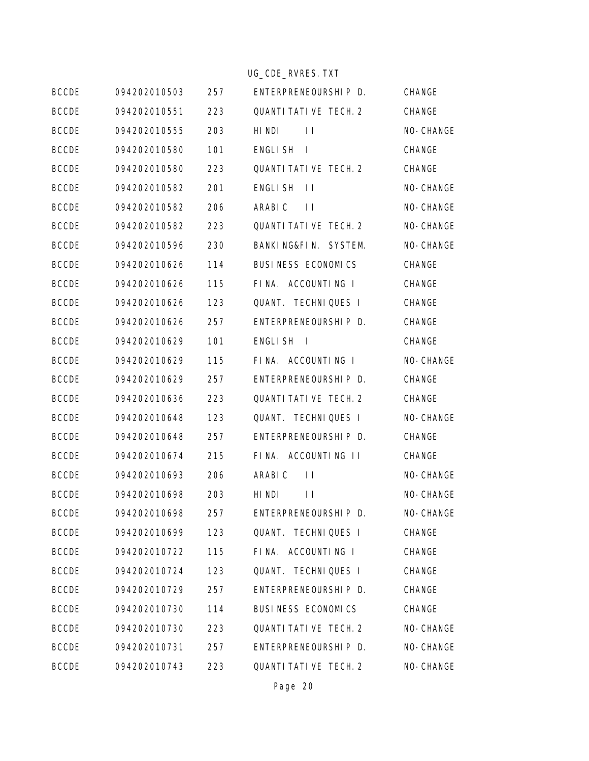| BCCDE | 094202010503 | 257 | ENTERPRENEOURSHIP D. | CHANGE |
|---|---|---|---|---|
| BCCDE | 094202010551 | 223 | QUANTITATIVE TECH.2 | CHANGE |
| BCCDE | 094202010555 | 203 | HINDI II | NO-CHANGE |
| BCCDE | 094202010580 | 101 | ENGLISH I | CHANGE |
| BCCDE | 094202010580 | 223 | QUANTITATIVE TECH.2 | CHANGE |
| BCCDE | 094202010582 | 201 | ENGLISH II | NO-CHANGE |
| BCCDE | 094202010582 | 206 | ARABIC II | NO-CHANGE |
| BCCDE | 094202010582 | 223 | QUANTITATIVE TECH.2 | NO-CHANGE |
| BCCDE | 094202010596 | 230 | BANKING&FIN. SYSTEM. | NO-CHANGE |
| BCCDE | 094202010626 | 114 | BUSINESS ECONOMICS | CHANGE |
| BCCDE | 094202010626 | 115 | FINA. ACCOUNTING I | CHANGE |
| BCCDE | 094202010626 | 123 | QUANT. TECHNIQUES I | CHANGE |
| BCCDE | 094202010626 | 257 | ENTERPRENEOURSHIP D. | CHANGE |
| BCCDE | 094202010629 | 101 | ENGLISH I | CHANGE |
| BCCDE | 094202010629 | 115 | FINA. ACCOUNTING I | NO-CHANGE |
| BCCDE | 094202010629 | 257 | ENTERPRENEOURSHIP D. | CHANGE |
| BCCDE | 094202010636 | 223 | QUANTITATIVE TECH.2 | CHANGE |
| BCCDE | 094202010648 | 123 | QUANT. TECHNIQUES I | NO-CHANGE |
| BCCDE | 094202010648 | 257 | ENTERPRENEOURSHIP D. | CHANGE |
| BCCDE | 094202010674 | 215 | FINA. ACCOUNTING II | CHANGE |
| BCCDE | 094202010693 | 206 | ARABIC II | NO-CHANGE |
| BCCDE | 094202010698 | 203 | HINDI II | NO-CHANGE |
| BCCDE | 094202010698 | 257 | ENTERPRENEOURSHIP D. | NO-CHANGE |
| BCCDE | 094202010699 | 123 | QUANT. TECHNIQUES I | CHANGE |
| BCCDE | 094202010722 | 115 | FINA. ACCOUNTING I | CHANGE |
| BCCDE | 094202010724 | 123 | QUANT. TECHNIQUES I | CHANGE |
| BCCDE | 094202010729 | 257 | ENTERPRENEOURSHIP D. | CHANGE |
| BCCDE | 094202010730 | 114 | BUSINESS ECONOMICS | CHANGE |
| BCCDE | 094202010730 | 223 | QUANTITATIVE TECH.2 | NO-CHANGE |
| BCCDE | 094202010731 | 257 | ENTERPRENEOURSHIP D. | NO-CHANGE |
| BCCDE | 094202010743 | 223 | QUANTITATIVE TECH.2 | NO-CHANGE |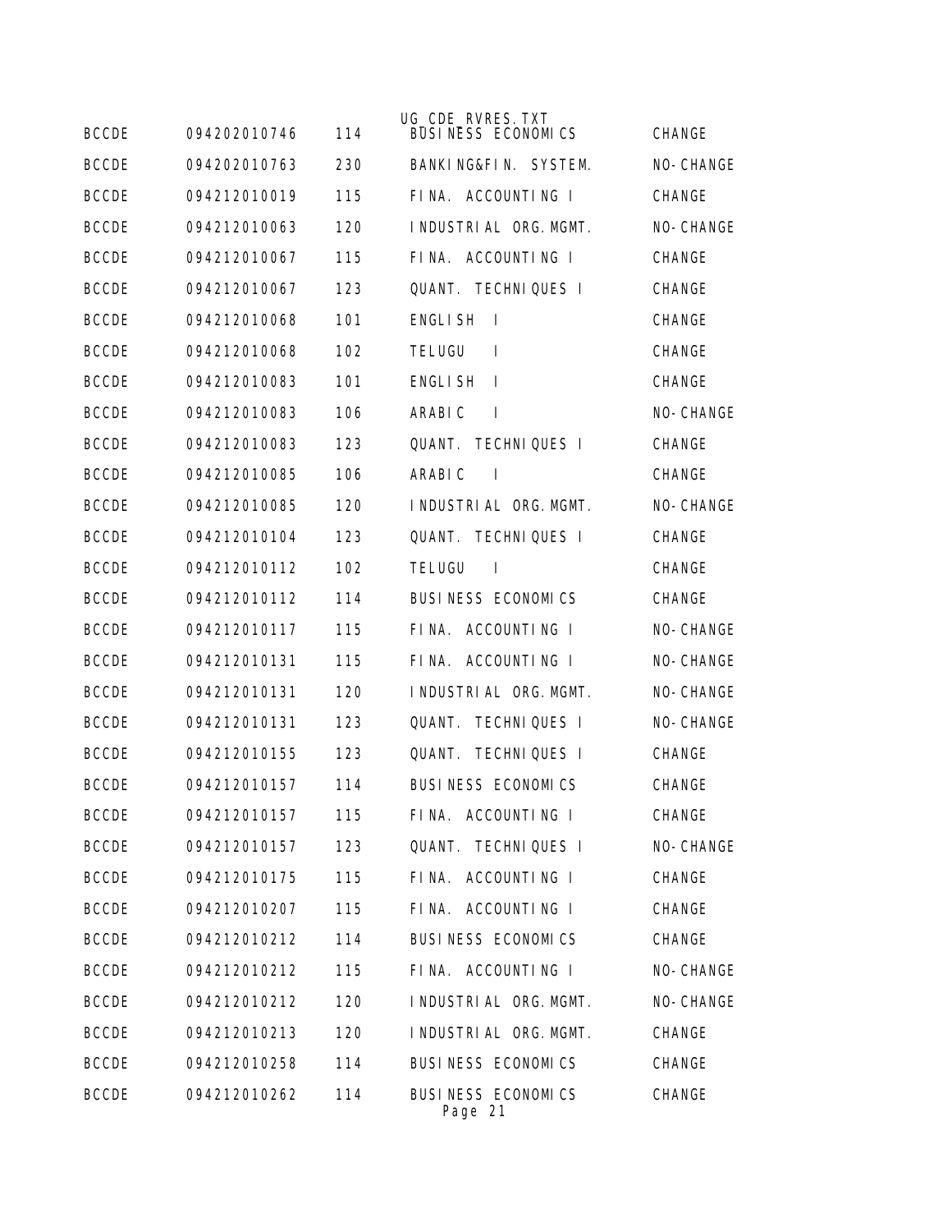| BCCDE | 094202010746 | 114 | BUSINESS ECONOMICS | CHANGE |
|---|---|---|---|---|
| BCCDE | 094202010763 | 230 | BANKING&FIN. SYSTEM. | NO-CHANGE |
| BCCDE | 094212010019 | 115 | FINA. ACCOUNTING I | CHANGE |
| BCCDE | 094212010063 | 120 | INDUSTRIAL ORG.MGMT. | NO-CHANGE |
| BCCDE | 094212010067 | 115 | FINA. ACCOUNTING I | CHANGE |
| BCCDE | 094212010067 | 123 | QUANT. TECHNIQUES I | CHANGE |
| BCCDE | 094212010068 | 101 | ENGLISH I | CHANGE |
| BCCDE | 094212010068 | 102 | TELUGU I | CHANGE |
| BCCDE | 094212010083 | 101 | ENGLISH I | CHANGE |
| BCCDE | 094212010083 | 106 | ARABIC I | NO-CHANGE |
| BCCDE | 094212010083 | 123 | QUANT. TECHNIQUES I | CHANGE |
| BCCDE | 094212010085 | 106 | ARABIC I | CHANGE |
| BCCDE | 094212010085 | 120 | INDUSTRIAL ORG.MGMT. | NO-CHANGE |
| BCCDE | 094212010104 | 123 | QUANT. TECHNIQUES I | CHANGE |
| BCCDE | 094212010112 | 102 | TELUGU I | CHANGE |
| BCCDE | 094212010112 | 114 | BUSINESS ECONOMICS | CHANGE |
| BCCDE | 094212010117 | 115 | FINA. ACCOUNTING I | NO-CHANGE |
| BCCDE | 094212010131 | 115 | FINA. ACCOUNTING I | NO-CHANGE |
| BCCDE | 094212010131 | 120 | INDUSTRIAL ORG.MGMT. | NO-CHANGE |
| BCCDE | 094212010131 | 123 | QUANT. TECHNIQUES I | NO-CHANGE |
| BCCDE | 094212010155 | 123 | QUANT. TECHNIQUES I | CHANGE |
| BCCDE | 094212010157 | 114 | BUSINESS ECONOMICS | CHANGE |
| BCCDE | 094212010157 | 115 | FINA. ACCOUNTING I | CHANGE |
| BCCDE | 094212010157 | 123 | QUANT. TECHNIQUES I | NO-CHANGE |
| BCCDE | 094212010175 | 115 | FINA. ACCOUNTING I | CHANGE |
| BCCDE | 094212010207 | 115 | FINA. ACCOUNTING I | CHANGE |
| BCCDE | 094212010212 | 114 | BUSINESS ECONOMICS | CHANGE |
| BCCDE | 094212010212 | 115 | FINA. ACCOUNTING I | NO-CHANGE |
| BCCDE | 094212010212 | 120 | INDUSTRIAL ORG.MGMT. | NO-CHANGE |
| BCCDE | 094212010213 | 120 | INDUSTRIAL ORG.MGMT. | CHANGE |
| BCCDE | 094212010258 | 114 | BUSINESS ECONOMICS | CHANGE |
| BCCDE | 094212010262 | 114 | BUSINESS ECONOMICS | CHANGE |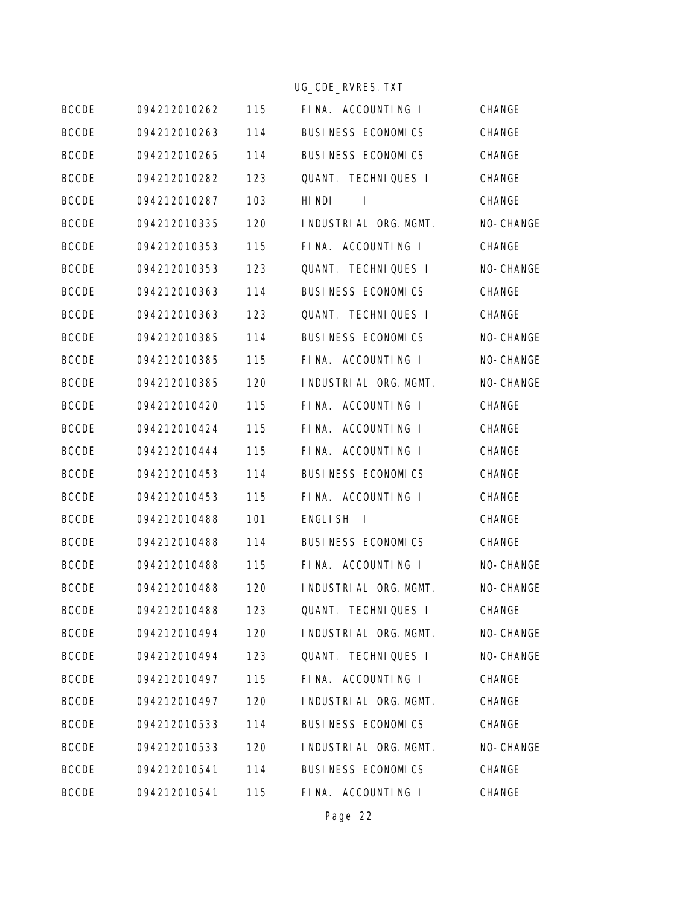| | | | | |
|---|---|---|---|---|
| BCCDE | 094212010262 | 115 | FINA. ACCOUNTING I | CHANGE |
| BCCDE | 094212010263 | 114 | BUSINESS ECONOMICS | CHANGE |
| BCCDE | 094212010265 | 114 | BUSINESS ECONOMICS | CHANGE |
| BCCDE | 094212010282 | 123 | QUANT. TECHNIQUES I | CHANGE |
| BCCDE | 094212010287 | 103 | HINDI I | CHANGE |
| BCCDE | 094212010335 | 120 | INDUSTRIAL ORG.MGMT. | NO-CHANGE |
| BCCDE | 094212010353 | 115 | FINA. ACCOUNTING I | CHANGE |
| BCCDE | 094212010353 | 123 | QUANT. TECHNIQUES I | NO-CHANGE |
| BCCDE | 094212010363 | 114 | BUSINESS ECONOMICS | CHANGE |
| BCCDE | 094212010363 | 123 | QUANT. TECHNIQUES I | CHANGE |
| BCCDE | 094212010385 | 114 | BUSINESS ECONOMICS | NO-CHANGE |
| BCCDE | 094212010385 | 115 | FINA. ACCOUNTING I | NO-CHANGE |
| BCCDE | 094212010385 | 120 | INDUSTRIAL ORG.MGMT. | NO-CHANGE |
| BCCDE | 094212010420 | 115 | FINA. ACCOUNTING I | CHANGE |
| BCCDE | 094212010424 | 115 | FINA. ACCOUNTING I | CHANGE |
| BCCDE | 094212010444 | 115 | FINA. ACCOUNTING I | CHANGE |
| BCCDE | 094212010453 | 114 | BUSINESS ECONOMICS | CHANGE |
| BCCDE | 094212010453 | 115 | FINA. ACCOUNTING I | CHANGE |
| BCCDE | 094212010488 | 101 | ENGLISH I | CHANGE |
| BCCDE | 094212010488 | 114 | BUSINESS ECONOMICS | CHANGE |
| BCCDE | 094212010488 | 115 | FINA. ACCOUNTING I | NO-CHANGE |
| BCCDE | 094212010488 | 120 | INDUSTRIAL ORG.MGMT. | NO-CHANGE |
| BCCDE | 094212010488 | 123 | QUANT. TECHNIQUES I | CHANGE |
| BCCDE | 094212010494 | 120 | INDUSTRIAL ORG.MGMT. | NO-CHANGE |
| BCCDE | 094212010494 | 123 | QUANT. TECHNIQUES I | NO-CHANGE |
| BCCDE | 094212010497 | 115 | FINA. ACCOUNTING I | CHANGE |
| BCCDE | 094212010497 | 120 | INDUSTRIAL ORG.MGMT. | CHANGE |
| BCCDE | 094212010533 | 114 | BUSINESS ECONOMICS | CHANGE |
| BCCDE | 094212010533 | 120 | INDUSTRIAL ORG.MGMT. | NO-CHANGE |
| BCCDE | 094212010541 | 114 | BUSINESS ECONOMICS | CHANGE |
| BCCDE | 094212010541 | 115 | FINA. ACCOUNTING I | CHANGE |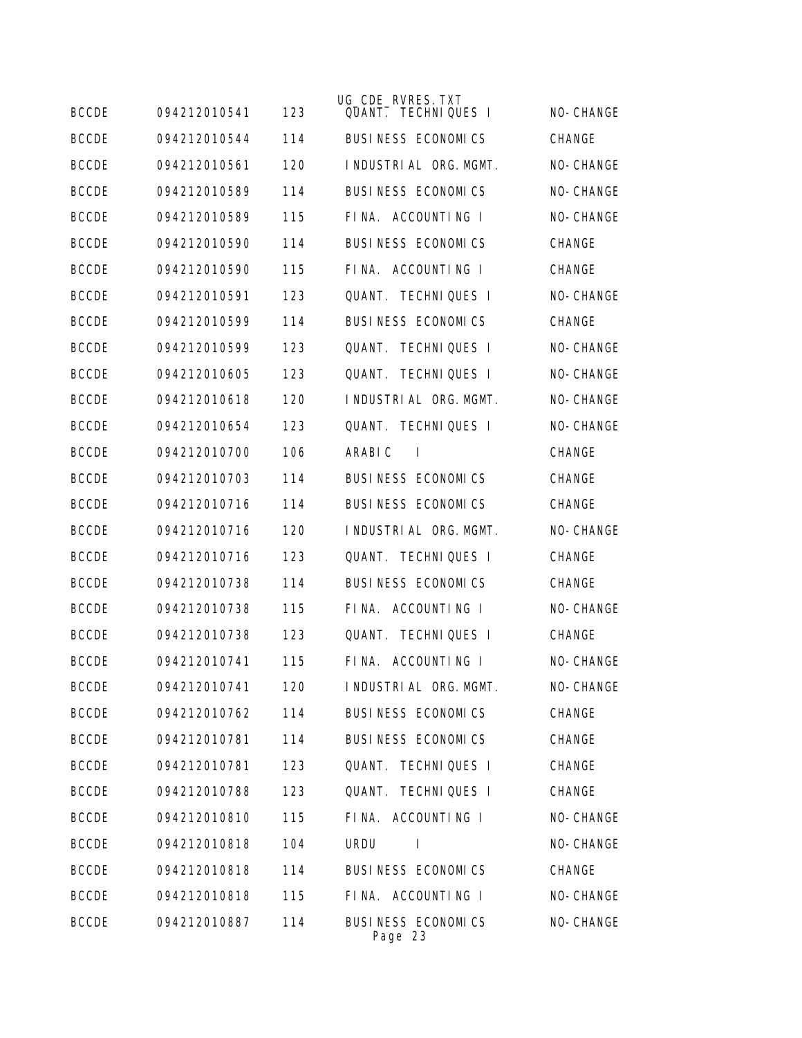| | | | | |
|---|---|---|---|---|
| BCCDE | 094212010541 | 123 | QUANT. TECHNIQUES I | NO-CHANGE |
| BCCDE | 094212010544 | 114 | BUSINESS ECONOMICS | CHANGE |
| BCCDE | 094212010561 | 120 | INDUSTRIAL ORG.MGMT. | NO-CHANGE |
| BCCDE | 094212010589 | 114 | BUSINESS ECONOMICS | NO-CHANGE |
| BCCDE | 094212010589 | 115 | FINA. ACCOUNTING I | NO-CHANGE |
| BCCDE | 094212010590 | 114 | BUSINESS ECONOMICS | CHANGE |
| BCCDE | 094212010590 | 115 | FINA. ACCOUNTING I | CHANGE |
| BCCDE | 094212010591 | 123 | QUANT. TECHNIQUES I | NO-CHANGE |
| BCCDE | 094212010599 | 114 | BUSINESS ECONOMICS | CHANGE |
| BCCDE | 094212010599 | 123 | QUANT. TECHNIQUES I | NO-CHANGE |
| BCCDE | 094212010605 | 123 | QUANT. TECHNIQUES I | NO-CHANGE |
| BCCDE | 094212010618 | 120 | INDUSTRIAL ORG.MGMT. | NO-CHANGE |
| BCCDE | 094212010654 | 123 | QUANT. TECHNIQUES I | NO-CHANGE |
| BCCDE | 094212010700 | 106 | ARABIC I | CHANGE |
| BCCDE | 094212010703 | 114 | BUSINESS ECONOMICS | CHANGE |
| BCCDE | 094212010716 | 114 | BUSINESS ECONOMICS | CHANGE |
| BCCDE | 094212010716 | 120 | INDUSTRIAL ORG.MGMT. | NO-CHANGE |
| BCCDE | 094212010716 | 123 | QUANT. TECHNIQUES I | CHANGE |
| BCCDE | 094212010738 | 114 | BUSINESS ECONOMICS | CHANGE |
| BCCDE | 094212010738 | 115 | FINA. ACCOUNTING I | NO-CHANGE |
| BCCDE | 094212010738 | 123 | QUANT. TECHNIQUES I | CHANGE |
| BCCDE | 094212010741 | 115 | FINA. ACCOUNTING I | NO-CHANGE |
| BCCDE | 094212010741 | 120 | INDUSTRIAL ORG.MGMT. | NO-CHANGE |
| BCCDE | 094212010762 | 114 | BUSINESS ECONOMICS | CHANGE |
| BCCDE | 094212010781 | 114 | BUSINESS ECONOMICS | CHANGE |
| BCCDE | 094212010781 | 123 | QUANT. TECHNIQUES I | CHANGE |
| BCCDE | 094212010788 | 123 | QUANT. TECHNIQUES I | CHANGE |
| BCCDE | 094212010810 | 115 | FINA. ACCOUNTING I | NO-CHANGE |
| BCCDE | 094212010818 | 104 | URDU I | NO-CHANGE |
| BCCDE | 094212010818 | 114 | BUSINESS ECONOMICS | CHANGE |
| BCCDE | 094212010818 | 115 | FINA. ACCOUNTING I | NO-CHANGE |
| BCCDE | 094212010887 | 114 | BUSINESS ECONOMICS | NO-CHANGE |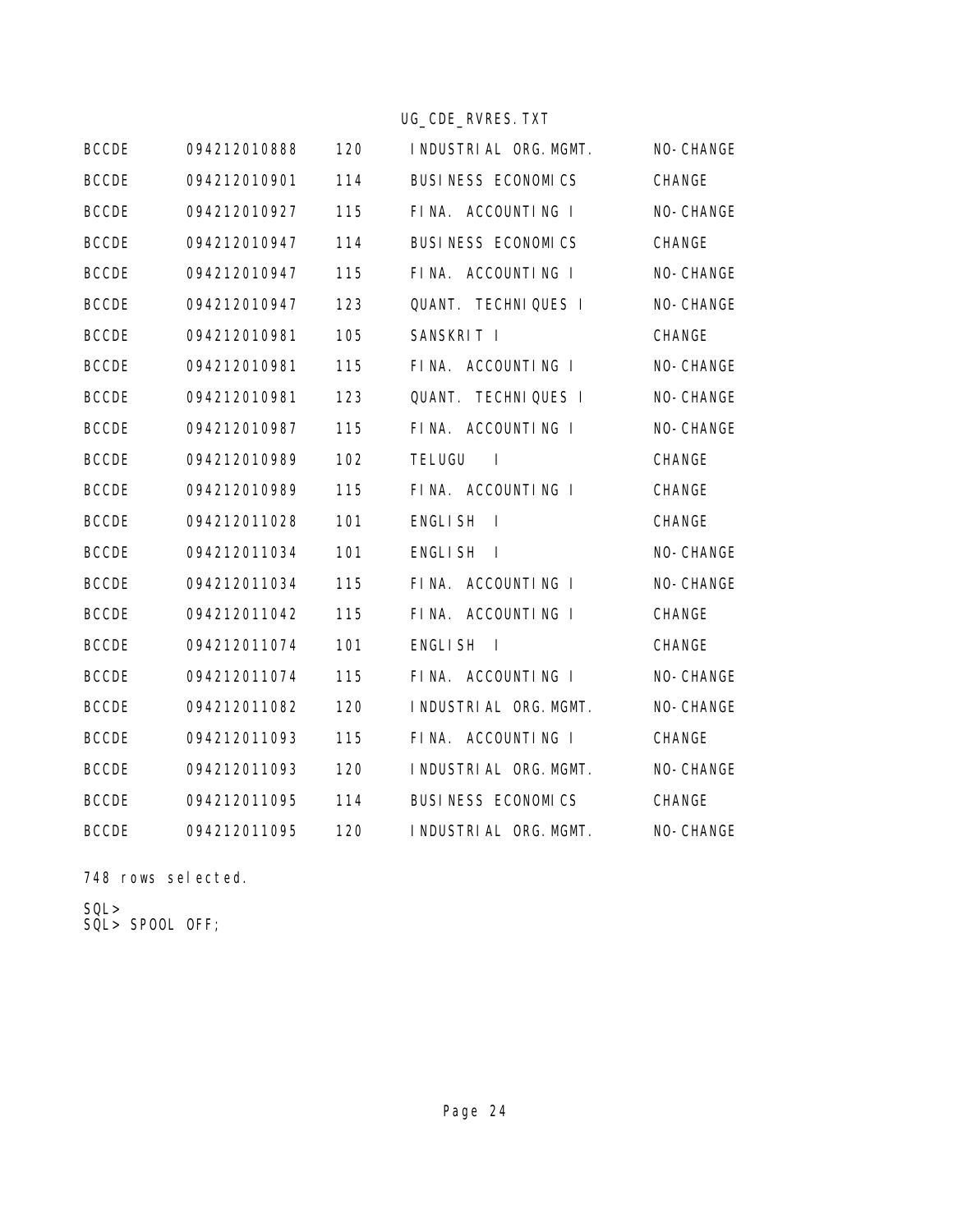| | | | | |
|---|---|---|---|---|
| BCCDE | 094212010888 | 120 | INDUSTRIAL ORG.MGMT. | NO-CHANGE |
| BCCDE | 094212010901 | 114 | BUSINESS ECONOMICS | CHANGE |
| BCCDE | 094212010927 | 115 | FINA. ACCOUNTING I | NO-CHANGE |
| BCCDE | 094212010947 | 114 | BUSINESS ECONOMICS | CHANGE |
| BCCDE | 094212010947 | 115 | FINA. ACCOUNTING I | NO-CHANGE |
| BCCDE | 094212010947 | 123 | QUANT. TECHNIQUES I | NO-CHANGE |
| BCCDE | 094212010981 | 105 | SANSKRIT I | CHANGE |
| BCCDE | 094212010981 | 115 | FINA. ACCOUNTING I | NO-CHANGE |
| BCCDE | 094212010981 | 123 | QUANT. TECHNIQUES I | NO-CHANGE |
| BCCDE | 094212010987 | 115 | FINA. ACCOUNTING I | NO-CHANGE |
| BCCDE | 094212010989 | 102 | TELUGU I | CHANGE |
| BCCDE | 094212010989 | 115 | FINA. ACCOUNTING I | CHANGE |
| BCCDE | 094212011028 | 101 | ENGLISH I | CHANGE |
| BCCDE | 094212011034 | 101 | ENGLISH I | NO-CHANGE |
| BCCDE | 094212011034 | 115 | FINA. ACCOUNTING I | NO-CHANGE |
| BCCDE | 094212011042 | 115 | FINA. ACCOUNTING I | CHANGE |
| BCCDE | 094212011074 | 101 | ENGLISH I | CHANGE |
| BCCDE | 094212011074 | 115 | FINA. ACCOUNTING I | NO-CHANGE |
| BCCDE | 094212011082 | 120 | INDUSTRIAL ORG.MGMT. | NO-CHANGE |
| BCCDE | 094212011093 | 115 | FINA. ACCOUNTING I | CHANGE |
| BCCDE | 094212011093 | 120 | INDUSTRIAL ORG.MGMT. | NO-CHANGE |
| BCCDE | 094212011095 | 114 | BUSINESS ECONOMICS | CHANGE |
| BCCDE | 094212011095 | 120 | INDUSTRIAL ORG.MGMT. | NO-CHANGE |

```
748 rows selected.

SQL>
SQL> SPOOL OFF;
```